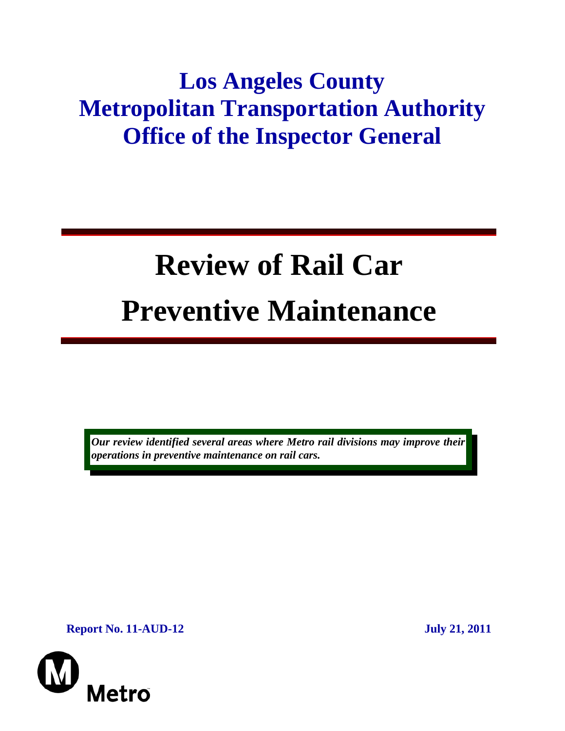# Los Angeles County Metropolitan Transportation Authority Office of the Inspector General

# Review of Rail Car Preventive Maintenance

***Our review identified several areas where Metro rail divisions may improve their operations in preventive maintenance on rail cars.***

**Report No. 11-AUD-12** **July 21, 2011**

Metro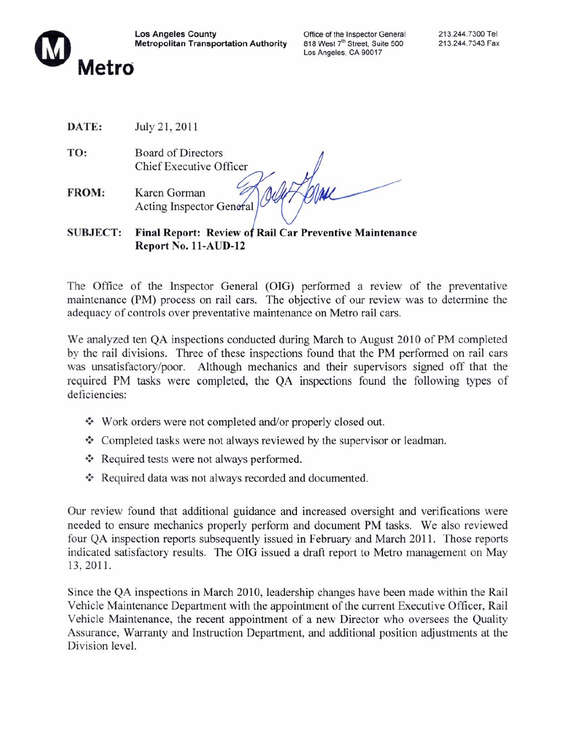**Los Angeles County Metropolitan Transportation Authority**

Office of the Inspector General
818 West 7th Street, Suite 500
Los Angeles, CA 90017

213.244.7300 Tel
213.244.7343 Fax

**Metro**

**DATE:** July 21, 2011

**TO:** Board of Directors
Chief Executive Officer

**FROM:** Karen Gorman
Acting Inspector General

**SUBJECT: Final Report: Review of Rail Car Preventive Maintenance Report No. 11-AUD-12**

The Office of the Inspector General (OIG) performed a review of the preventative maintenance (PM) process on rail cars. The objective of our review was to determine the adequacy of controls over preventative maintenance on Metro rail cars.

We analyzed ten QA inspections conducted during March to August 2010 of PM completed by the rail divisions. Three of these inspections found that the PM performed on rail cars was unsatisfactory/poor. Although mechanics and their supervisors signed off that the required PM tasks were completed, the QA inspections found the following types of deficiencies:

- Work orders were not completed and/or properly closed out.
- Completed tasks were not always reviewed by the supervisor or leadman.
- Required tests were not always performed.
- Required data was not always recorded and documented.

Our review found that additional guidance and increased oversight and verifications were needed to ensure mechanics properly perform and document PM tasks. We also reviewed four QA inspection reports subsequently issued in February and March 2011. Those reports indicated satisfactory results. The OIG issued a draft report to Metro management on May 13, 2011.

Since the QA inspections in March 2010, leadership changes have been made within the Rail Vehicle Maintenance Department with the appointment of the current Executive Officer, Rail Vehicle Maintenance, the recent appointment of a new Director who oversees the Quality Assurance, Warranty and Instruction Department, and additional position adjustments at the Division level.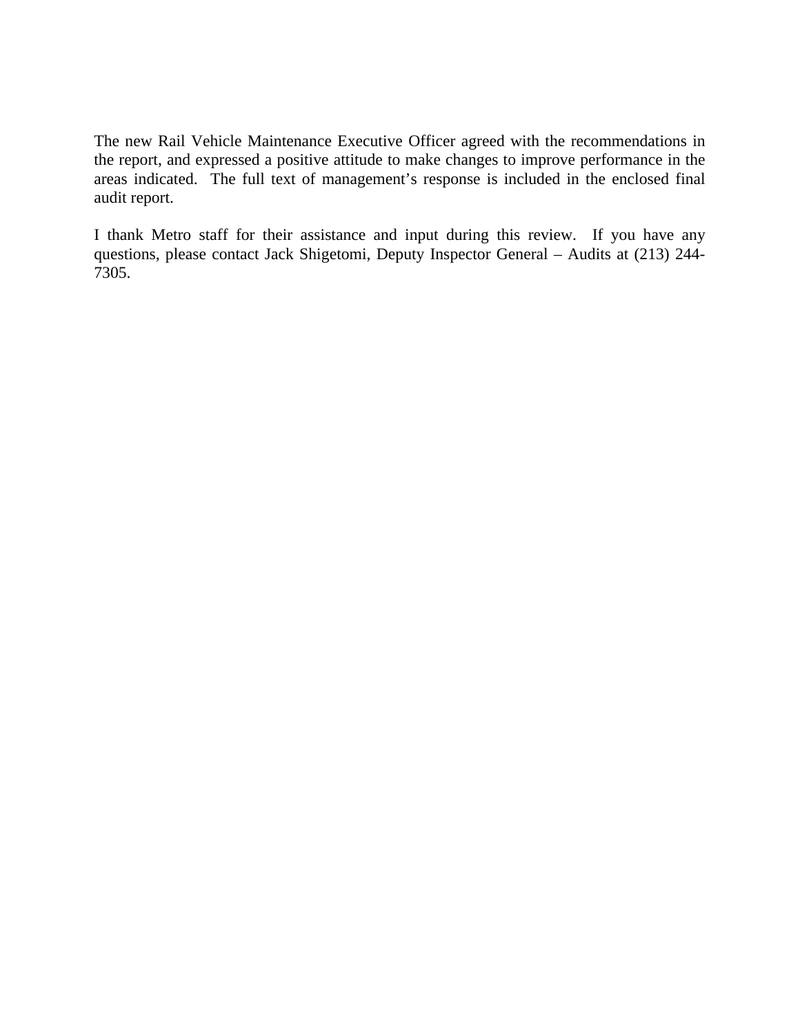The new Rail Vehicle Maintenance Executive Officer agreed with the recommendations in the report, and expressed a positive attitude to make changes to improve performance in the areas indicated. The full text of management's response is included in the enclosed final audit report.

I thank Metro staff for their assistance and input during this review. If you have any questions, please contact Jack Shigetomi, Deputy Inspector General – Audits at (213) 244-7305.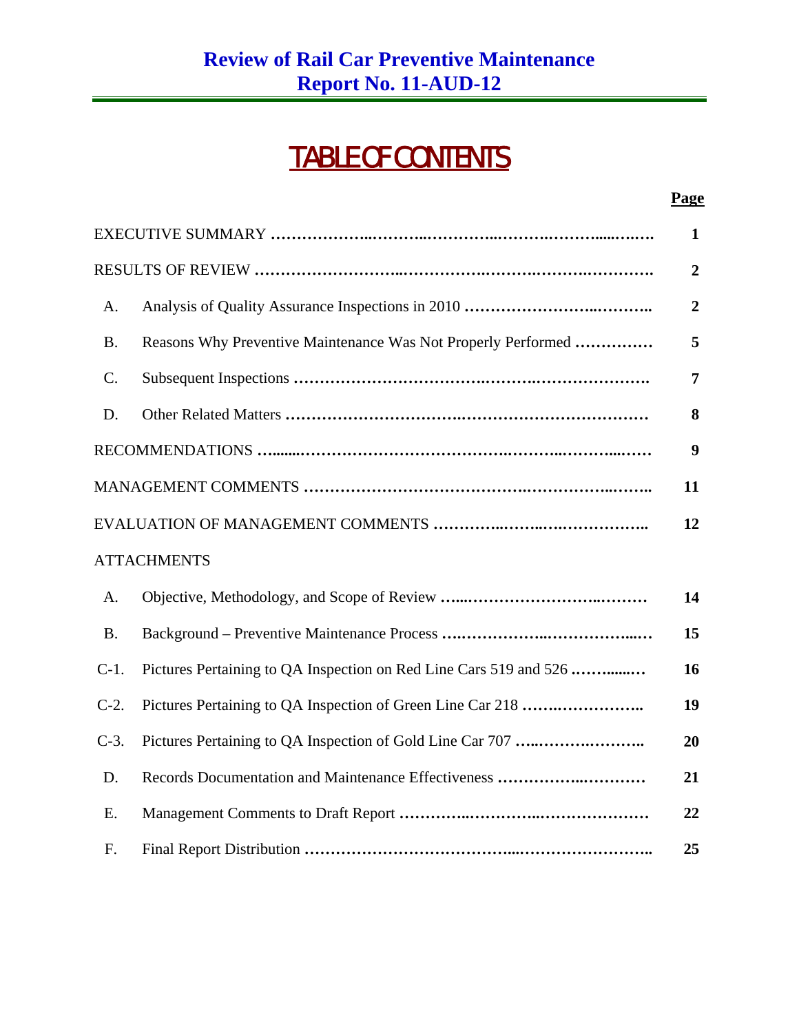# Review of Rail Car Preventive Maintenance
# Report No. 11-AUD-12

## TABLE OF CONTENTS

| | | Page |
|---|---|---|
| EXECUTIVE SUMMARY | | 1 |
| RESULTS OF REVIEW | | 2 |
| A. | Analysis of Quality Assurance Inspections in 2010 | 2 |
| B. | Reasons Why Preventive Maintenance Was Not Properly Performed | 5 |
| C. | Subsequent Inspections | 7 |
| D. | Other Related Matters | 8 |
| RECOMMENDATIONS | | 9 |
| MANAGEMENT COMMENTS | | 11 |
| EVALUATION OF MANAGEMENT COMMENTS | | 12 |
| ATTACHMENTS | | |
| A. | Objective, Methodology, and Scope of Review | 14 |
| B. | Background – Preventive Maintenance Process | 15 |
| C-1. | Pictures Pertaining to QA Inspection on Red Line Cars 519 and 526 | 16 |
| C-2. | Pictures Pertaining to QA Inspection of Green Line Car 218 | 19 |
| C-3. | Pictures Pertaining to QA Inspection of Gold Line Car 707 | 20 |
| D. | Records Documentation and Maintenance Effectiveness | 21 |
| E. | Management Comments to Draft Report | 22 |
| F. | Final Report Distribution | 25 |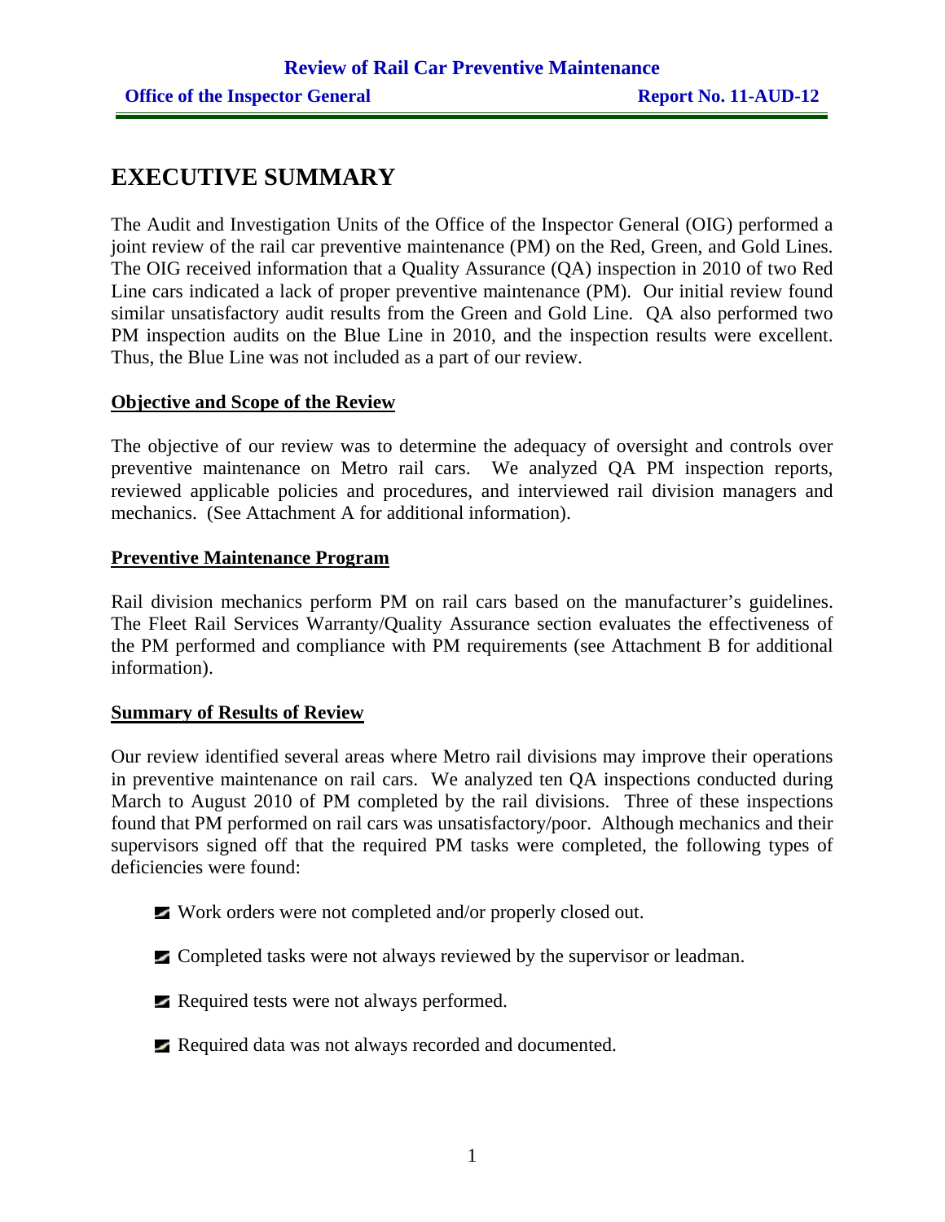# EXECUTIVE SUMMARY

The Audit and Investigation Units of the Office of the Inspector General (OIG) performed a joint review of the rail car preventive maintenance (PM) on the Red, Green, and Gold Lines. The OIG received information that a Quality Assurance (QA) inspection in 2010 of two Red Line cars indicated a lack of proper preventive maintenance (PM). Our initial review found similar unsatisfactory audit results from the Green and Gold Line. QA also performed two PM inspection audits on the Blue Line in 2010, and the inspection results were excellent. Thus, the Blue Line was not included as a part of our review.

## Objective and Scope of the Review

The objective of our review was to determine the adequacy of oversight and controls over preventive maintenance on Metro rail cars. We analyzed QA PM inspection reports, reviewed applicable policies and procedures, and interviewed rail division managers and mechanics. (See Attachment A for additional information).

## Preventive Maintenance Program

Rail division mechanics perform PM on rail cars based on the manufacturer's guidelines. The Fleet Rail Services Warranty/Quality Assurance section evaluates the effectiveness of the PM performed and compliance with PM requirements (see Attachment B for additional information).

## Summary of Results of Review

Our review identified several areas where Metro rail divisions may improve their operations in preventive maintenance on rail cars. We analyzed ten QA inspections conducted during March to August 2010 of PM completed by the rail divisions. Three of these inspections found that PM performed on rail cars was unsatisfactory/poor. Although mechanics and their supervisors signed off that the required PM tasks were completed, the following types of deficiencies were found:

- Work orders were not completed and/or properly closed out.
- Completed tasks were not always reviewed by the supervisor or leadman.
- Required tests were not always performed.
- Required data was not always recorded and documented.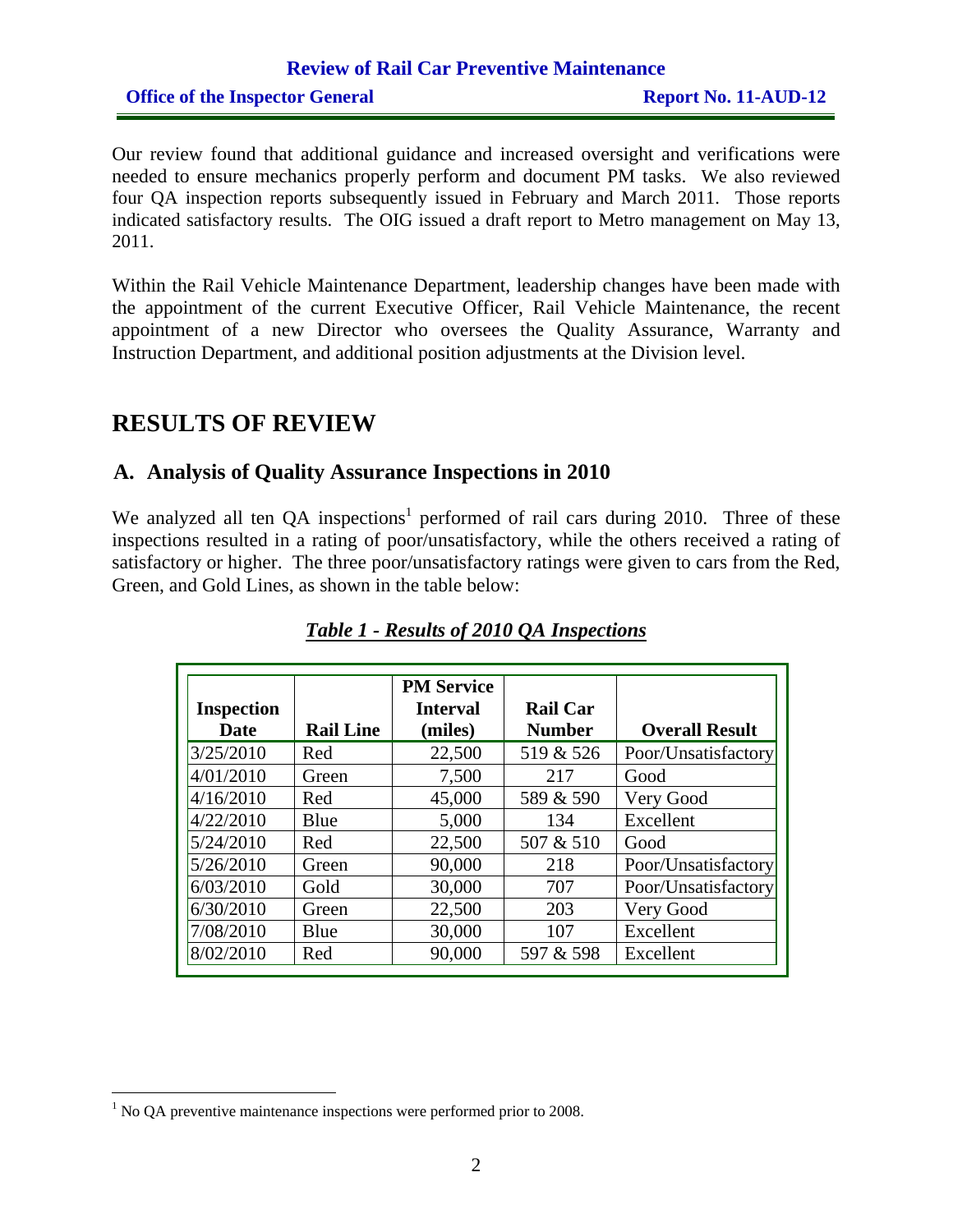Our review found that additional guidance and increased oversight and verifications were needed to ensure mechanics properly perform and document PM tasks. We also reviewed four QA inspection reports subsequently issued in February and March 2011. Those reports indicated satisfactory results. The OIG issued a draft report to Metro management on May 13, 2011.

Within the Rail Vehicle Maintenance Department, leadership changes have been made with the appointment of the current Executive Officer, Rail Vehicle Maintenance, the recent appointment of a new Director who oversees the Quality Assurance, Warranty and Instruction Department, and additional position adjustments at the Division level.

# RESULTS OF REVIEW

## A. Analysis of Quality Assurance Inspections in 2010

We analyzed all ten QA inspections[1] performed of rail cars during 2010. Three of these inspections resulted in a rating of poor/unsatisfactory, while the others received a rating of satisfactory or higher. The three poor/unsatisfactory ratings were given to cars from the Red, Green, and Gold Lines, as shown in the table below:

***Table 1 - Results of 2010 QA Inspections***

| Inspection Date | Rail Line | PM Service Interval (miles) | Rail Car Number | Overall Result |
|---|---|---|---|---|
| 3/25/2010 | Red | 22,500 | 519 & 526 | Poor/Unsatisfactory |
| 4/01/2010 | Green | 7,500 | 217 | Good |
| 4/16/2010 | Red | 45,000 | 589 & 590 | Very Good |
| 4/22/2010 | Blue | 5,000 | 134 | Excellent |
| 5/24/2010 | Red | 22,500 | 507 & 510 | Good |
| 5/26/2010 | Green | 90,000 | 218 | Poor/Unsatisfactory |
| 6/03/2010 | Gold | 30,000 | 707 | Poor/Unsatisfactory |
| 6/30/2010 | Green | 22,500 | 203 | Very Good |
| 7/08/2010 | Blue | 30,000 | 107 | Excellent |
| 8/02/2010 | Red | 90,000 | 597 & 598 | Excellent |

[1] No QA preventive maintenance inspections were performed prior to 2008.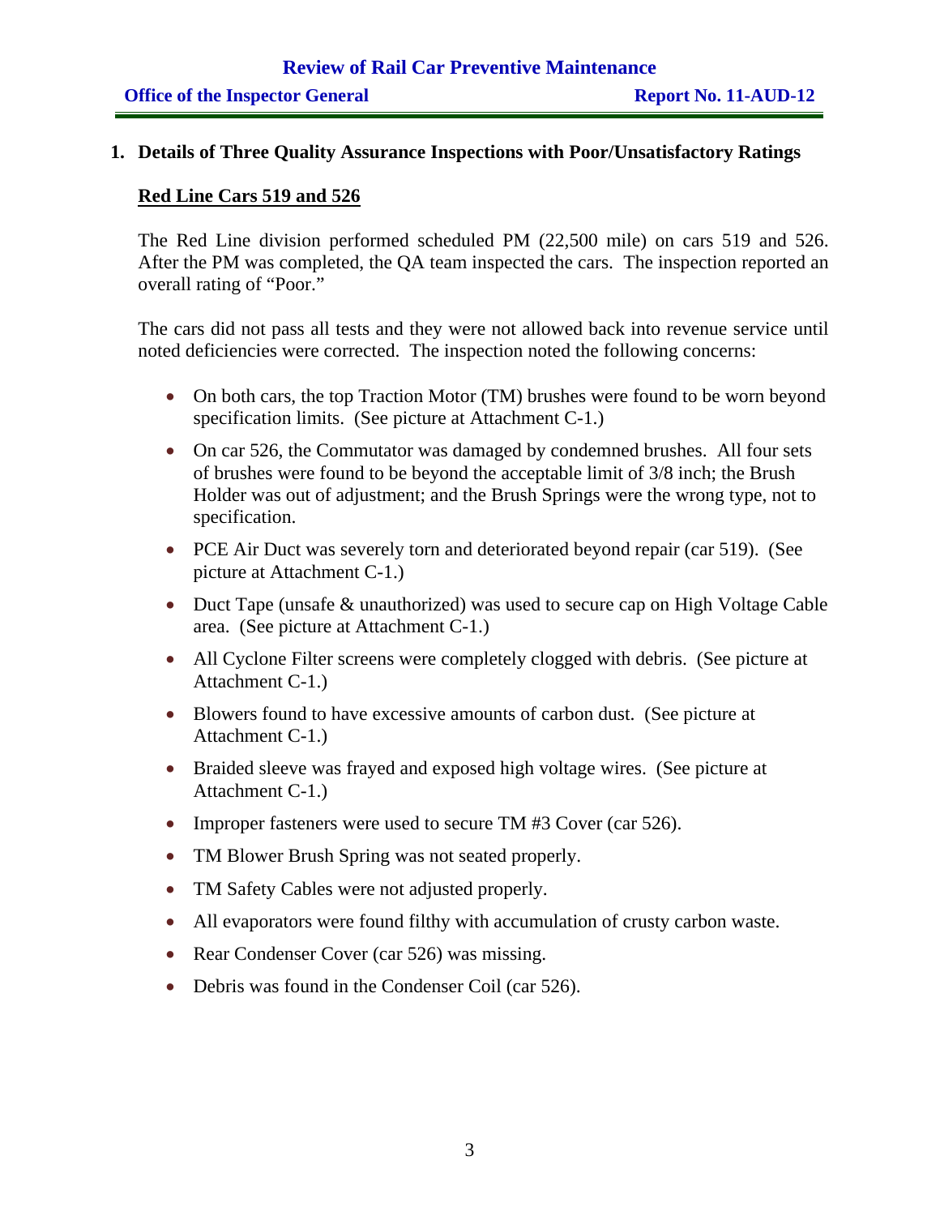## 1. Details of Three Quality Assurance Inspections with Poor/Unsatisfactory Ratings

### Red Line Cars 519 and 526

The Red Line division performed scheduled PM (22,500 mile) on cars 519 and 526. After the PM was completed, the QA team inspected the cars. The inspection reported an overall rating of "Poor."

The cars did not pass all tests and they were not allowed back into revenue service until noted deficiencies were corrected. The inspection noted the following concerns:

- On both cars, the top Traction Motor (TM) brushes were found to be worn beyond specification limits. (See picture at Attachment C-1.)
- On car 526, the Commutator was damaged by condemned brushes. All four sets of brushes were found to be beyond the acceptable limit of 3/8 inch; the Brush Holder was out of adjustment; and the Brush Springs were the wrong type, not to specification.
- PCE Air Duct was severely torn and deteriorated beyond repair (car 519). (See picture at Attachment C-1.)
- Duct Tape (unsafe & unauthorized) was used to secure cap on High Voltage Cable area. (See picture at Attachment C-1.)
- All Cyclone Filter screens were completely clogged with debris. (See picture at Attachment C-1.)
- Blowers found to have excessive amounts of carbon dust. (See picture at Attachment C-1.)
- Braided sleeve was frayed and exposed high voltage wires. (See picture at Attachment C-1.)
- Improper fasteners were used to secure TM #3 Cover (car 526).
- TM Blower Brush Spring was not seated properly.
- TM Safety Cables were not adjusted properly.
- All evaporators were found filthy with accumulation of crusty carbon waste.
- Rear Condenser Cover (car 526) was missing.
- Debris was found in the Condenser Coil (car 526).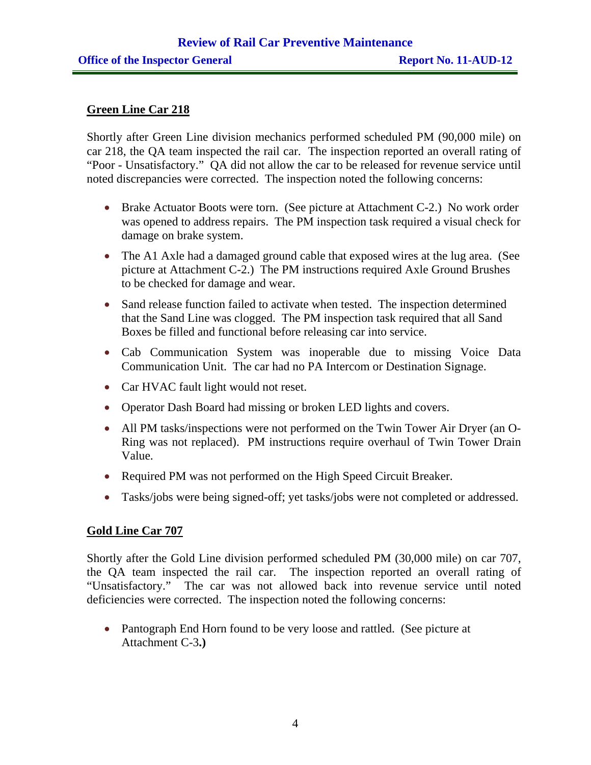**Green Line Car 218**

Shortly after Green Line division mechanics performed scheduled PM (90,000 mile) on car 218, the QA team inspected the rail car. The inspection reported an overall rating of "Poor - Unsatisfactory." QA did not allow the car to be released for revenue service until noted discrepancies were corrected. The inspection noted the following concerns:

- Brake Actuator Boots were torn. (See picture at Attachment C-2.) No work order was opened to address repairs. The PM inspection task required a visual check for damage on brake system.
- The A1 Axle had a damaged ground cable that exposed wires at the lug area. (See picture at Attachment C-2.) The PM instructions required Axle Ground Brushes to be checked for damage and wear.
- Sand release function failed to activate when tested. The inspection determined that the Sand Line was clogged. The PM inspection task required that all Sand Boxes be filled and functional before releasing car into service.
- Cab Communication System was inoperable due to missing Voice Data Communication Unit. The car had no PA Intercom or Destination Signage.
- Car HVAC fault light would not reset.
- Operator Dash Board had missing or broken LED lights and covers.
- All PM tasks/inspections were not performed on the Twin Tower Air Dryer (an O-Ring was not replaced). PM instructions require overhaul of Twin Tower Drain Value.
- Required PM was not performed on the High Speed Circuit Breaker.
- Tasks/jobs were being signed-off; yet tasks/jobs were not completed or addressed.

**Gold Line Car 707**

Shortly after the Gold Line division performed scheduled PM (30,000 mile) on car 707, the QA team inspected the rail car. The inspection reported an overall rating of "Unsatisfactory." The car was not allowed back into revenue service until noted deficiencies were corrected. The inspection noted the following concerns:

- Pantograph End Horn found to be very loose and rattled. (See picture at Attachment C-3**.)**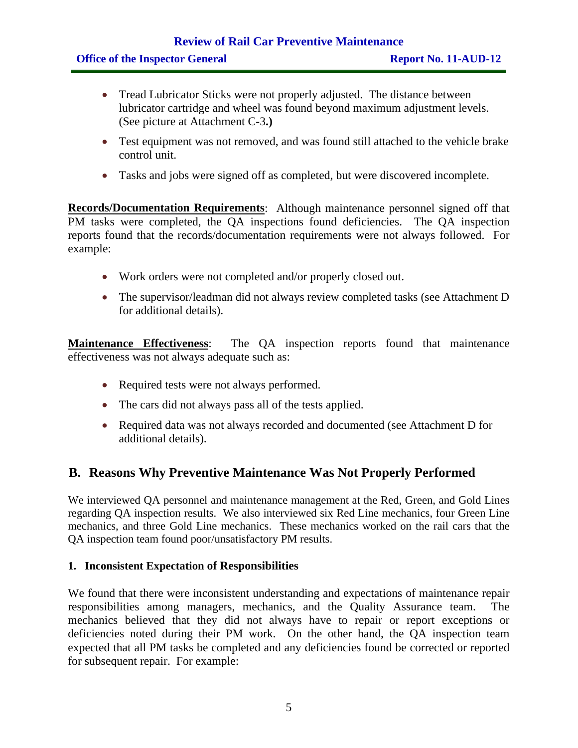- Tread Lubricator Sticks were not properly adjusted. The distance between lubricator cartridge and wheel was found beyond maximum adjustment levels. (See picture at Attachment C-3**.)**
- Test equipment was not removed, and was found still attached to the vehicle brake control unit.
- Tasks and jobs were signed off as completed, but were discovered incomplete.

**Records/Documentation Requirements**: Although maintenance personnel signed off that PM tasks were completed, the QA inspections found deficiencies. The QA inspection reports found that the records/documentation requirements were not always followed. For example:

- Work orders were not completed and/or properly closed out.
- The supervisor/leadman did not always review completed tasks (see Attachment D for additional details).

**Maintenance Effectiveness**: The QA inspection reports found that maintenance effectiveness was not always adequate such as:

- Required tests were not always performed.
- The cars did not always pass all of the tests applied.
- Required data was not always recorded and documented (see Attachment D for additional details).

## B. Reasons Why Preventive Maintenance Was Not Properly Performed

We interviewed QA personnel and maintenance management at the Red, Green, and Gold Lines regarding QA inspection results. We also interviewed six Red Line mechanics, four Green Line mechanics, and three Gold Line mechanics. These mechanics worked on the rail cars that the QA inspection team found poor/unsatisfactory PM results.

### 1. Inconsistent Expectation of Responsibilities

We found that there were inconsistent understanding and expectations of maintenance repair responsibilities among managers, mechanics, and the Quality Assurance team. The mechanics believed that they did not always have to repair or report exceptions or deficiencies noted during their PM work. On the other hand, the QA inspection team expected that all PM tasks be completed and any deficiencies found be corrected or reported for subsequent repair. For example: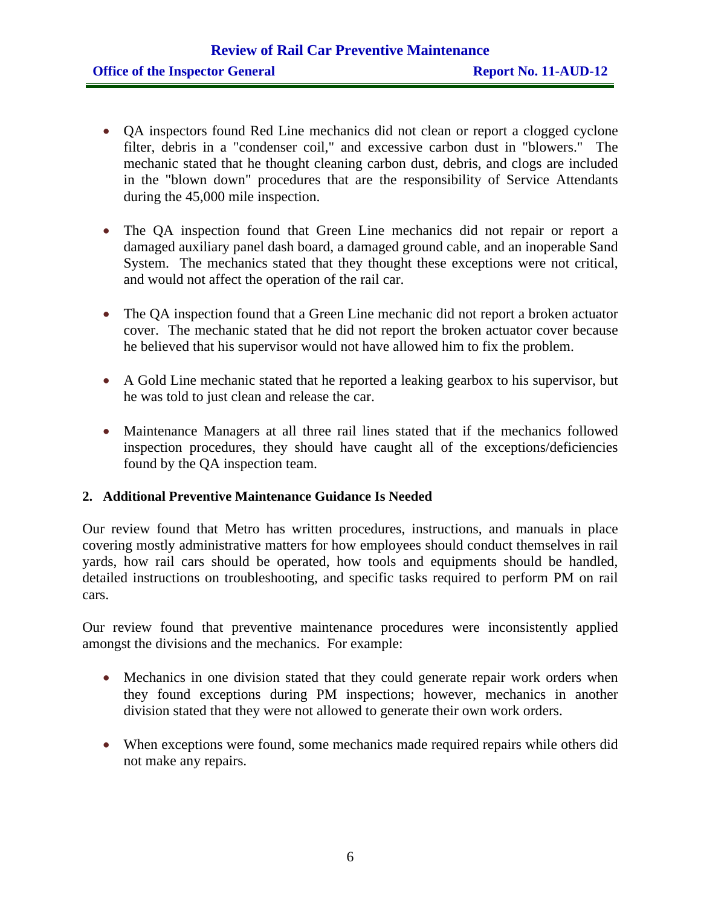- QA inspectors found Red Line mechanics did not clean or report a clogged cyclone filter, debris in a "condenser coil," and excessive carbon dust in "blowers." The mechanic stated that he thought cleaning carbon dust, debris, and clogs are included in the "blown down" procedures that are the responsibility of Service Attendants during the 45,000 mile inspection.

- The QA inspection found that Green Line mechanics did not repair or report a damaged auxiliary panel dash board, a damaged ground cable, and an inoperable Sand System. The mechanics stated that they thought these exceptions were not critical, and would not affect the operation of the rail car.

- The QA inspection found that a Green Line mechanic did not report a broken actuator cover. The mechanic stated that he did not report the broken actuator cover because he believed that his supervisor would not have allowed him to fix the problem.

- A Gold Line mechanic stated that he reported a leaking gearbox to his supervisor, but he was told to just clean and release the car.

- Maintenance Managers at all three rail lines stated that if the mechanics followed inspection procedures, they should have caught all of the exceptions/deficiencies found by the QA inspection team.

## 2. Additional Preventive Maintenance Guidance Is Needed

Our review found that Metro has written procedures, instructions, and manuals in place covering mostly administrative matters for how employees should conduct themselves in rail yards, how rail cars should be operated, how tools and equipments should be handled, detailed instructions on troubleshooting, and specific tasks required to perform PM on rail cars.

Our review found that preventive maintenance procedures were inconsistently applied amongst the divisions and the mechanics. For example:

- Mechanics in one division stated that they could generate repair work orders when they found exceptions during PM inspections; however, mechanics in another division stated that they were not allowed to generate their own work orders.

- When exceptions were found, some mechanics made required repairs while others did not make any repairs.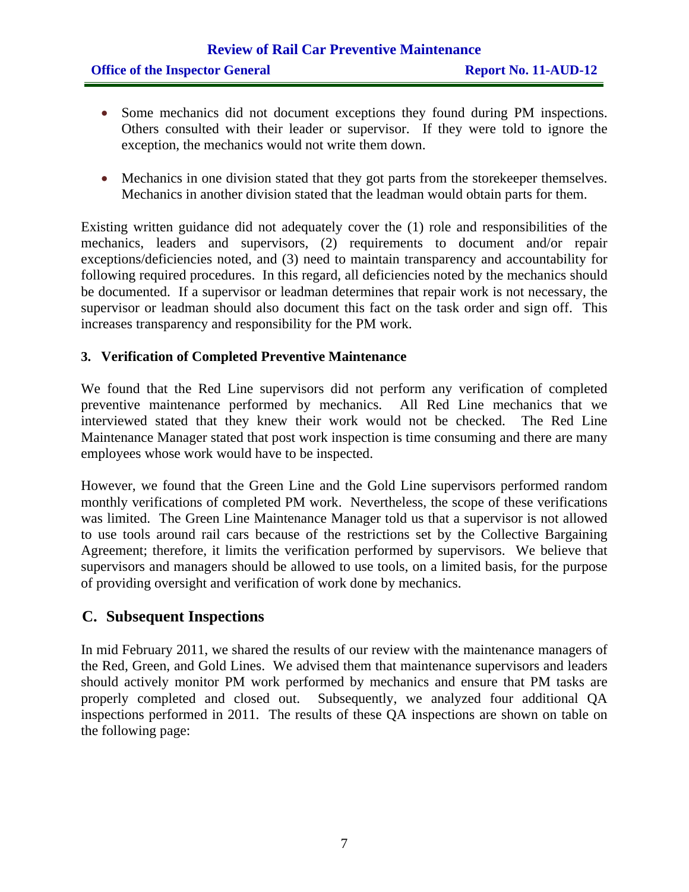- Some mechanics did not document exceptions they found during PM inspections. Others consulted with their leader or supervisor. If they were told to ignore the exception, the mechanics would not write them down.

- Mechanics in one division stated that they got parts from the storekeeper themselves. Mechanics in another division stated that the leadman would obtain parts for them.

Existing written guidance did not adequately cover the (1) role and responsibilities of the mechanics, leaders and supervisors, (2) requirements to document and/or repair exceptions/deficiencies noted, and (3) need to maintain transparency and accountability for following required procedures. In this regard, all deficiencies noted by the mechanics should be documented. If a supervisor or leadman determines that repair work is not necessary, the supervisor or leadman should also document this fact on the task order and sign off. This increases transparency and responsibility for the PM work.

### 3. Verification of Completed Preventive Maintenance

We found that the Red Line supervisors did not perform any verification of completed preventive maintenance performed by mechanics. All Red Line mechanics that we interviewed stated that they knew their work would not be checked. The Red Line Maintenance Manager stated that post work inspection is time consuming and there are many employees whose work would have to be inspected.

However, we found that the Green Line and the Gold Line supervisors performed random monthly verifications of completed PM work. Nevertheless, the scope of these verifications was limited. The Green Line Maintenance Manager told us that a supervisor is not allowed to use tools around rail cars because of the restrictions set by the Collective Bargaining Agreement; therefore, it limits the verification performed by supervisors. We believe that supervisors and managers should be allowed to use tools, on a limited basis, for the purpose of providing oversight and verification of work done by mechanics.

## C. Subsequent Inspections

In mid February 2011, we shared the results of our review with the maintenance managers of the Red, Green, and Gold Lines. We advised them that maintenance supervisors and leaders should actively monitor PM work performed by mechanics and ensure that PM tasks are properly completed and closed out. Subsequently, we analyzed four additional QA inspections performed in 2011. The results of these QA inspections are shown on table on the following page: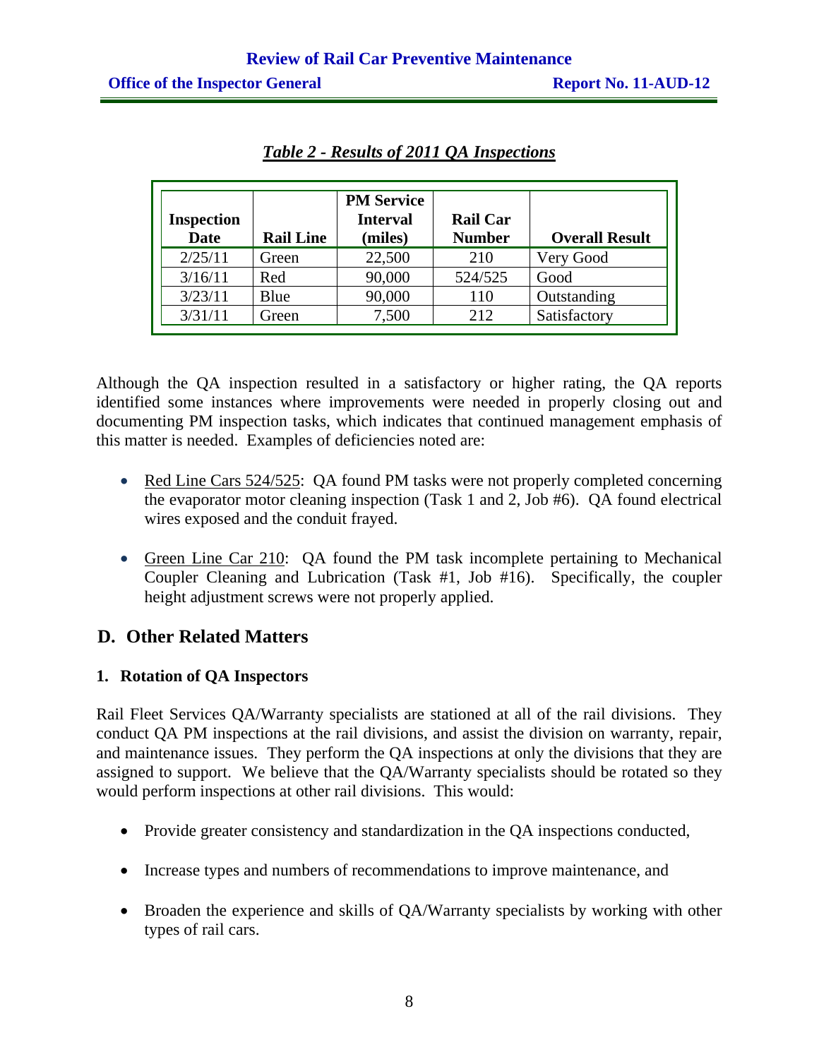***Table 2 - Results of 2011 QA Inspections***

| Inspection Date | Rail Line | PM Service Interval (miles) | Rail Car Number | Overall Result |
|---|---|---|---|---|
| 2/25/11 | Green | 22,500 | 210 | Very Good |
| 3/16/11 | Red | 90,000 | 524/525 | Good |
| 3/23/11 | Blue | 90,000 | 110 | Outstanding |
| 3/31/11 | Green | 7,500 | 212 | Satisfactory |

Although the QA inspection resulted in a satisfactory or higher rating, the QA reports identified some instances where improvements were needed in properly closing out and documenting PM inspection tasks, which indicates that continued management emphasis of this matter is needed. Examples of deficiencies noted are:

- Red Line Cars 524/525: QA found PM tasks were not properly completed concerning the evaporator motor cleaning inspection (Task 1 and 2, Job #6). QA found electrical wires exposed and the conduit frayed.

- Green Line Car 210: QA found the PM task incomplete pertaining to Mechanical Coupler Cleaning and Lubrication (Task #1, Job #16). Specifically, the coupler height adjustment screws were not properly applied.

## D. Other Related Matters

### 1. Rotation of QA Inspectors

Rail Fleet Services QA/Warranty specialists are stationed at all of the rail divisions. They conduct QA PM inspections at the rail divisions, and assist the division on warranty, repair, and maintenance issues. They perform the QA inspections at only the divisions that they are assigned to support. We believe that the QA/Warranty specialists should be rotated so they would perform inspections at other rail divisions. This would:

- Provide greater consistency and standardization in the QA inspections conducted,

- Increase types and numbers of recommendations to improve maintenance, and

- Broaden the experience and skills of QA/Warranty specialists by working with other types of rail cars.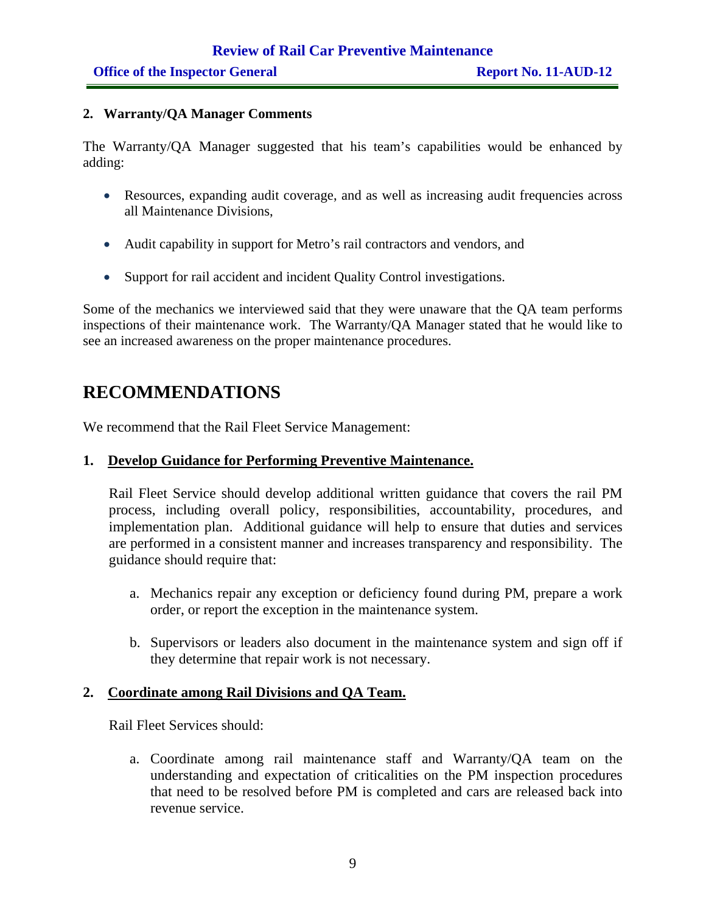### 2. Warranty/QA Manager Comments

The Warranty/QA Manager suggested that his team's capabilities would be enhanced by adding:

- Resources, expanding audit coverage, and as well as increasing audit frequencies across all Maintenance Divisions,
- Audit capability in support for Metro's rail contractors and vendors, and
- Support for rail accident and incident Quality Control investigations.

Some of the mechanics we interviewed said that they were unaware that the QA team performs inspections of their maintenance work. The Warranty/QA Manager stated that he would like to see an increased awareness on the proper maintenance procedures.

# RECOMMENDATIONS

We recommend that the Rail Fleet Service Management:

### 1. Develop Guidance for Performing Preventive Maintenance.

Rail Fleet Service should develop additional written guidance that covers the rail PM process, including overall policy, responsibilities, accountability, procedures, and implementation plan. Additional guidance will help to ensure that duties and services are performed in a consistent manner and increases transparency and responsibility. The guidance should require that:

a. Mechanics repair any exception or deficiency found during PM, prepare a work order, or report the exception in the maintenance system.

b. Supervisors or leaders also document in the maintenance system and sign off if they determine that repair work is not necessary.

### 2. Coordinate among Rail Divisions and QA Team.

Rail Fleet Services should:

a. Coordinate among rail maintenance staff and Warranty/QA team on the understanding and expectation of criticalities on the PM inspection procedures that need to be resolved before PM is completed and cars are released back into revenue service.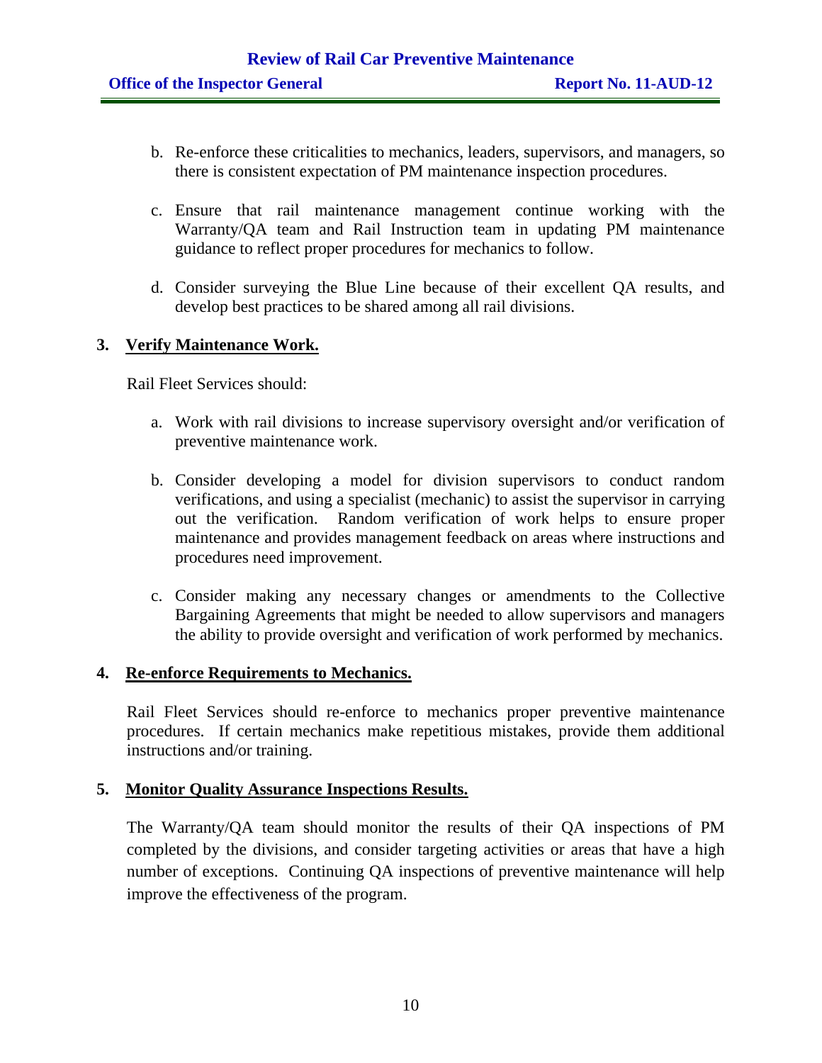b. Re-enforce these criticalities to mechanics, leaders, supervisors, and managers, so there is consistent expectation of PM maintenance inspection procedures.

c. Ensure that rail maintenance management continue working with the Warranty/QA team and Rail Instruction team in updating PM maintenance guidance to reflect proper procedures for mechanics to follow.

d. Consider surveying the Blue Line because of their excellent QA results, and develop best practices to be shared among all rail divisions.

**3. Verify Maintenance Work.**

Rail Fleet Services should:

a. Work with rail divisions to increase supervisory oversight and/or verification of preventive maintenance work.

b. Consider developing a model for division supervisors to conduct random verifications, and using a specialist (mechanic) to assist the supervisor in carrying out the verification. Random verification of work helps to ensure proper maintenance and provides management feedback on areas where instructions and procedures need improvement.

c. Consider making any necessary changes or amendments to the Collective Bargaining Agreements that might be needed to allow supervisors and managers the ability to provide oversight and verification of work performed by mechanics.

**4. Re-enforce Requirements to Mechanics.**

Rail Fleet Services should re-enforce to mechanics proper preventive maintenance procedures. If certain mechanics make repetitious mistakes, provide them additional instructions and/or training.

**5. Monitor Quality Assurance Inspections Results.**

The Warranty/QA team should monitor the results of their QA inspections of PM completed by the divisions, and consider targeting activities or areas that have a high number of exceptions. Continuing QA inspections of preventive maintenance will help improve the effectiveness of the program.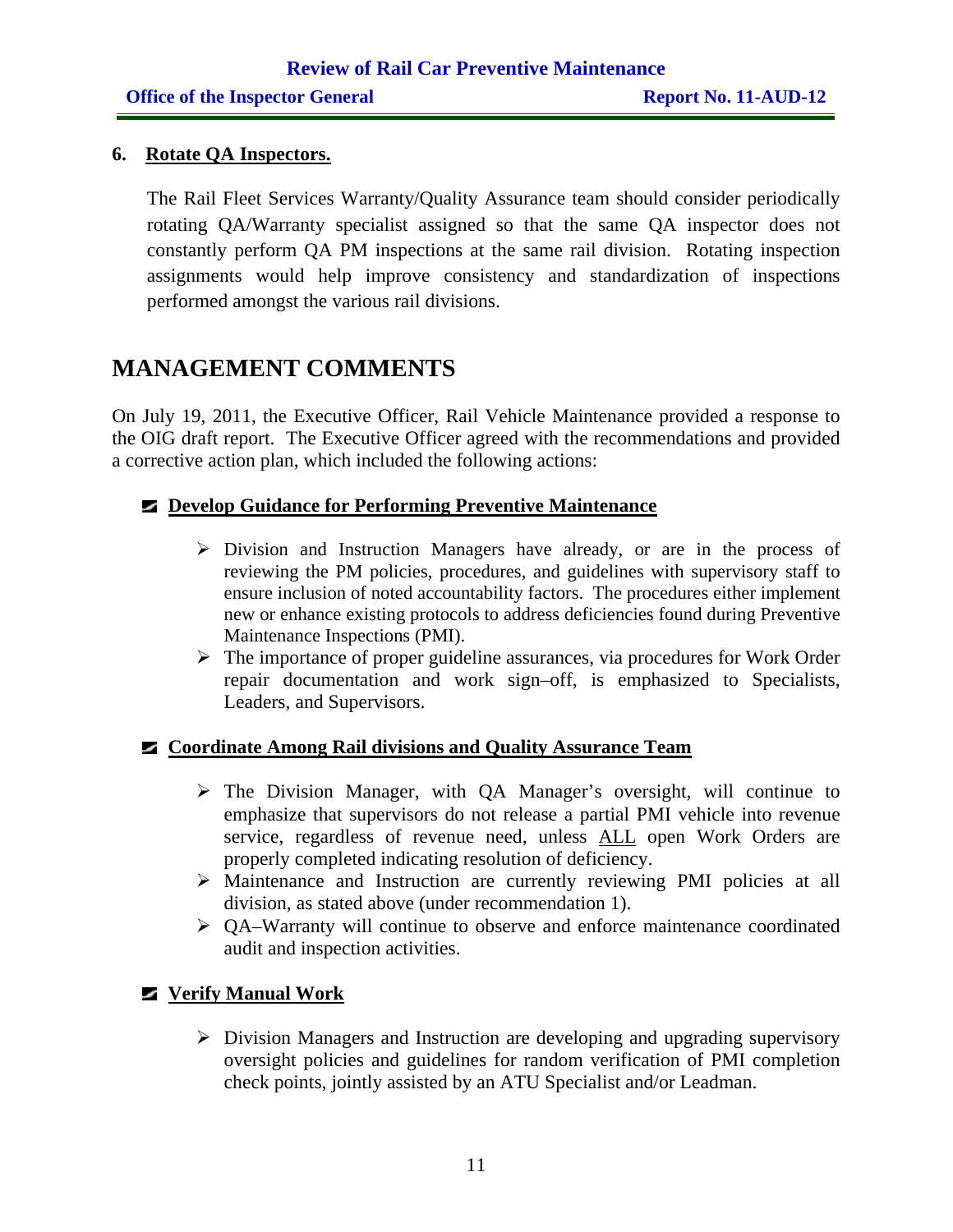6. **Rotate QA Inspectors.**

The Rail Fleet Services Warranty/Quality Assurance team should consider periodically rotating QA/Warranty specialist assigned so that the same QA inspector does not constantly perform QA PM inspections at the same rail division. Rotating inspection assignments would help improve consistency and standardization of inspections performed amongst the various rail divisions.

# MANAGEMENT COMMENTS

On July 19, 2011, the Executive Officer, Rail Vehicle Maintenance provided a response to the OIG draft report. The Executive Officer agreed with the recommendations and provided a corrective action plan, which included the following actions:

- **Develop Guidance for Performing Preventive Maintenance**

    - Division and Instruction Managers have already, or are in the process of reviewing the PM policies, procedures, and guidelines with supervisory staff to ensure inclusion of noted accountability factors. The procedures either implement new or enhance existing protocols to address deficiencies found during Preventive Maintenance Inspections (PMI).
    - The importance of proper guideline assurances, via procedures for Work Order repair documentation and work sign–off, is emphasized to Specialists, Leaders, and Supervisors.

- **Coordinate Among Rail divisions and Quality Assurance Team**

    - The Division Manager, with QA Manager's oversight, will continue to emphasize that supervisors do not release a partial PMI vehicle into revenue service, regardless of revenue need, unless ALL open Work Orders are properly completed indicating resolution of deficiency.
    - Maintenance and Instruction are currently reviewing PMI policies at all division, as stated above (under recommendation 1).
    - QA–Warranty will continue to observe and enforce maintenance coordinated audit and inspection activities.

- **Verify Manual Work**

    - Division Managers and Instruction are developing and upgrading supervisory oversight policies and guidelines for random verification of PMI completion check points, jointly assisted by an ATU Specialist and/or Leadman.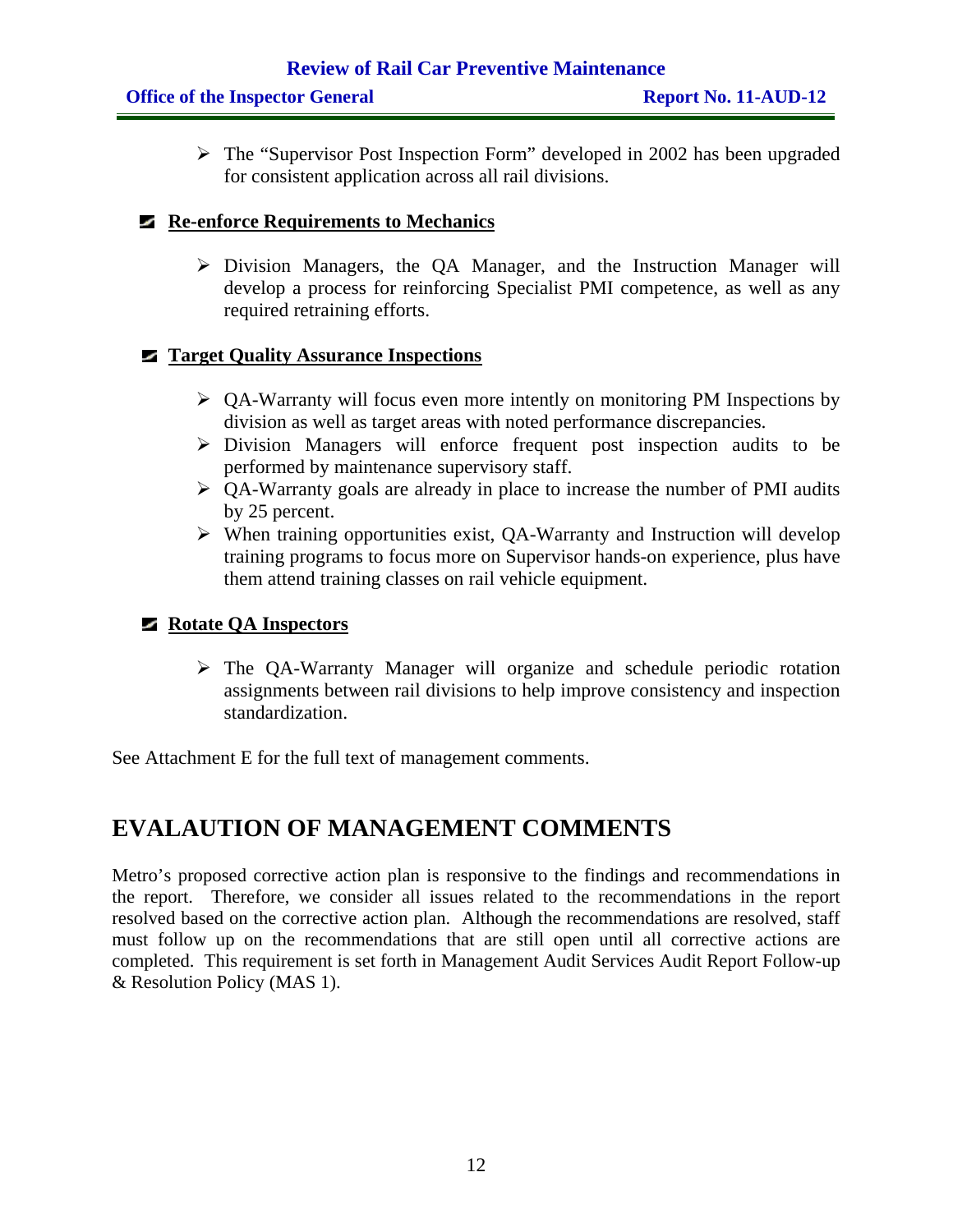- The "Supervisor Post Inspection Form" developed in 2002 has been upgraded for consistent application across all rail divisions.

**Re-enforce Requirements to Mechanics**

- Division Managers, the QA Manager, and the Instruction Manager will develop a process for reinforcing Specialist PMI competence, as well as any required retraining efforts.

**Target Quality Assurance Inspections**

- QA-Warranty will focus even more intently on monitoring PM Inspections by division as well as target areas with noted performance discrepancies.
- Division Managers will enforce frequent post inspection audits to be performed by maintenance supervisory staff.
- QA-Warranty goals are already in place to increase the number of PMI audits by 25 percent.
- When training opportunities exist, QA-Warranty and Instruction will develop training programs to focus more on Supervisor hands-on experience, plus have them attend training classes on rail vehicle equipment.

**Rotate QA Inspectors**

- The QA-Warranty Manager will organize and schedule periodic rotation assignments between rail divisions to help improve consistency and inspection standardization.

See Attachment E for the full text of management comments.

# EVALAUTION OF MANAGEMENT COMMENTS

Metro's proposed corrective action plan is responsive to the findings and recommendations in the report. Therefore, we consider all issues related to the recommendations in the report resolved based on the corrective action plan. Although the recommendations are resolved, staff must follow up on the recommendations that are still open until all corrective actions are completed. This requirement is set forth in Management Audit Services Audit Report Follow-up & Resolution Policy (MAS 1).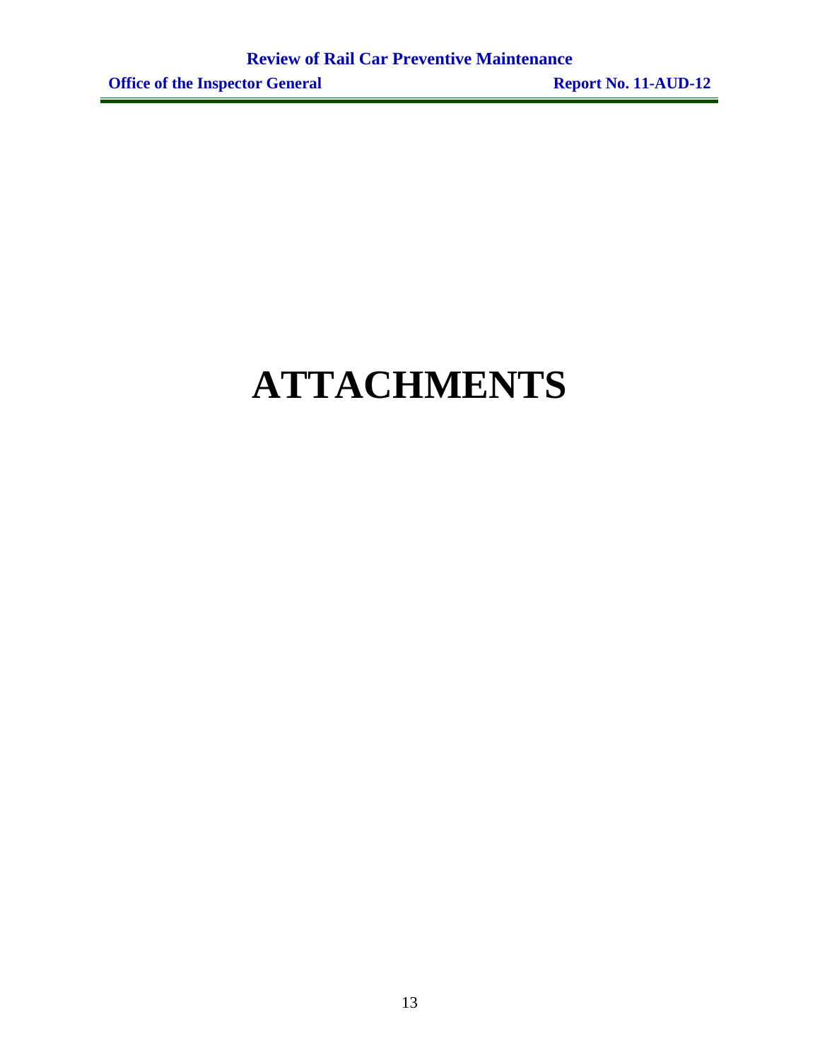# ATTACHMENTS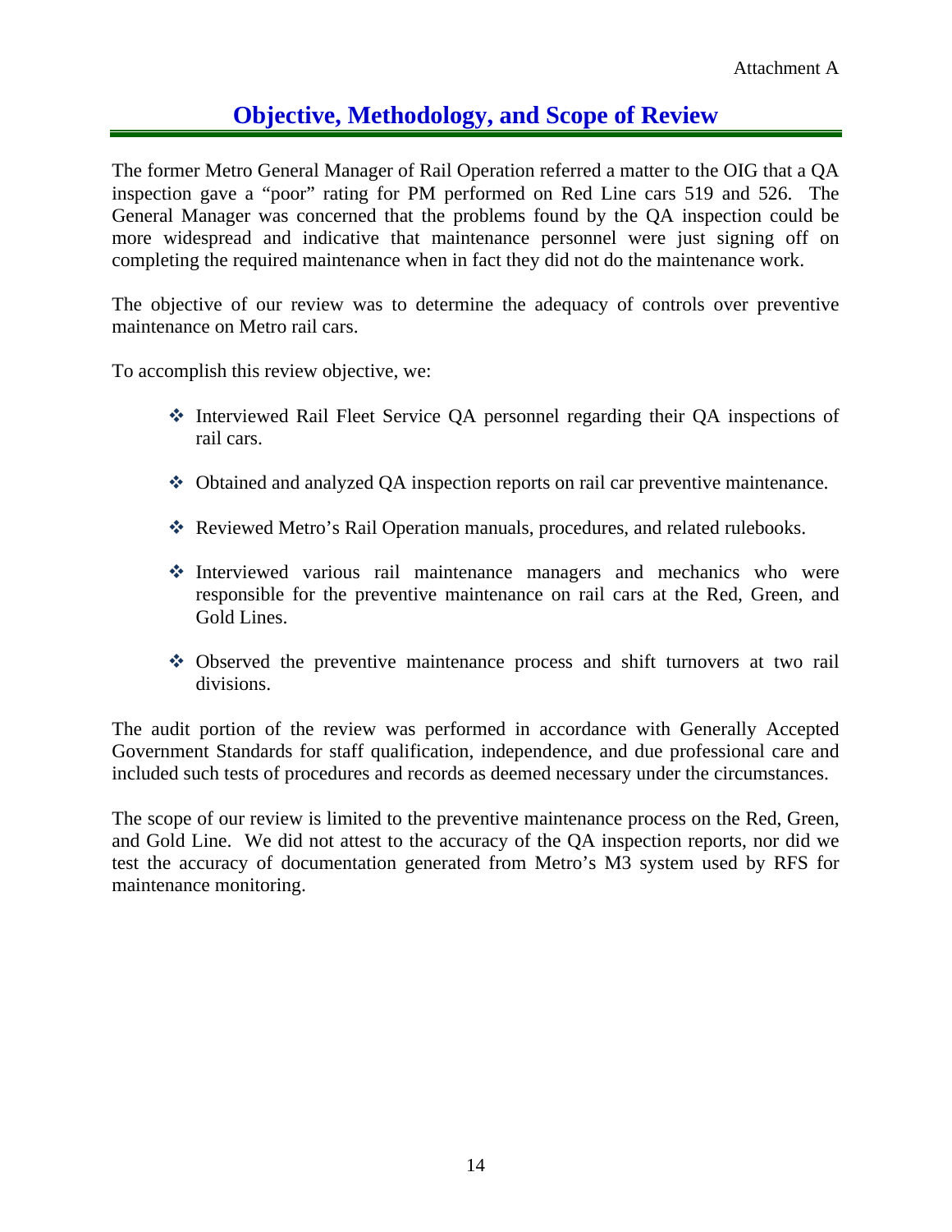Attachment A

# Objective, Methodology, and Scope of Review

The former Metro General Manager of Rail Operation referred a matter to the OIG that a QA inspection gave a "poor" rating for PM performed on Red Line cars 519 and 526. The General Manager was concerned that the problems found by the QA inspection could be more widespread and indicative that maintenance personnel were just signing off on completing the required maintenance when in fact they did not do the maintenance work.

The objective of our review was to determine the adequacy of controls over preventive maintenance on Metro rail cars.

To accomplish this review objective, we:

- Interviewed Rail Fleet Service QA personnel regarding their QA inspections of rail cars.
- Obtained and analyzed QA inspection reports on rail car preventive maintenance.
- Reviewed Metro's Rail Operation manuals, procedures, and related rulebooks.
- Interviewed various rail maintenance managers and mechanics who were responsible for the preventive maintenance on rail cars at the Red, Green, and Gold Lines.
- Observed the preventive maintenance process and shift turnovers at two rail divisions.

The audit portion of the review was performed in accordance with Generally Accepted Government Standards for staff qualification, independence, and due professional care and included such tests of procedures and records as deemed necessary under the circumstances.

The scope of our review is limited to the preventive maintenance process on the Red, Green, and Gold Line. We did not attest to the accuracy of the QA inspection reports, nor did we test the accuracy of documentation generated from Metro's M3 system used by RFS for maintenance monitoring.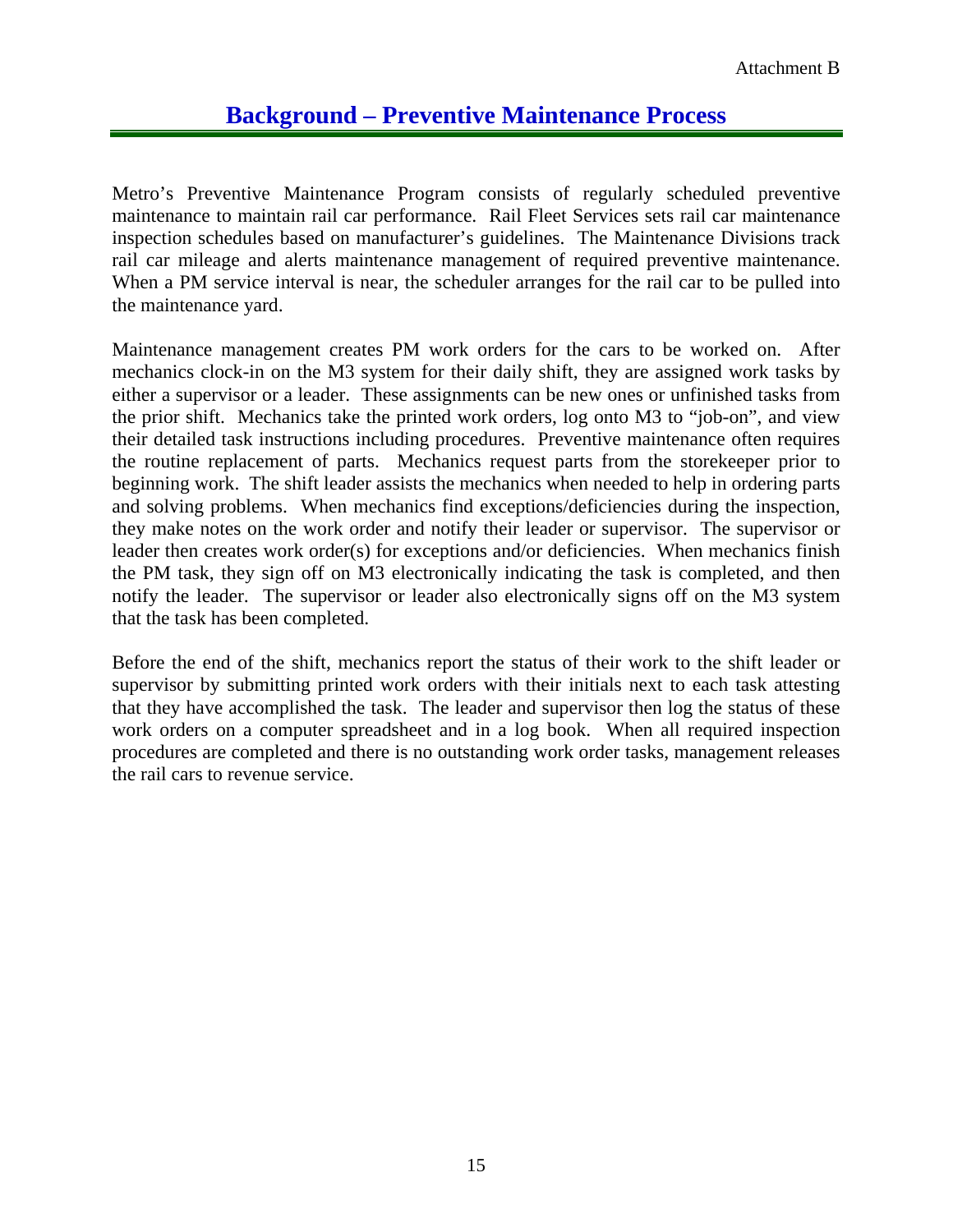Attachment B

# Background – Preventive Maintenance Process

Metro's Preventive Maintenance Program consists of regularly scheduled preventive maintenance to maintain rail car performance. Rail Fleet Services sets rail car maintenance inspection schedules based on manufacturer's guidelines. The Maintenance Divisions track rail car mileage and alerts maintenance management of required preventive maintenance. When a PM service interval is near, the scheduler arranges for the rail car to be pulled into the maintenance yard.

Maintenance management creates PM work orders for the cars to be worked on. After mechanics clock-in on the M3 system for their daily shift, they are assigned work tasks by either a supervisor or a leader. These assignments can be new ones or unfinished tasks from the prior shift. Mechanics take the printed work orders, log onto M3 to "job-on", and view their detailed task instructions including procedures. Preventive maintenance often requires the routine replacement of parts. Mechanics request parts from the storekeeper prior to beginning work. The shift leader assists the mechanics when needed to help in ordering parts and solving problems. When mechanics find exceptions/deficiencies during the inspection, they make notes on the work order and notify their leader or supervisor. The supervisor or leader then creates work order(s) for exceptions and/or deficiencies. When mechanics finish the PM task, they sign off on M3 electronically indicating the task is completed, and then notify the leader. The supervisor or leader also electronically signs off on the M3 system that the task has been completed.

Before the end of the shift, mechanics report the status of their work to the shift leader or supervisor by submitting printed work orders with their initials next to each task attesting that they have accomplished the task. The leader and supervisor then log the status of these work orders on a computer spreadsheet and in a log book. When all required inspection procedures are completed and there is no outstanding work order tasks, management releases the rail cars to revenue service.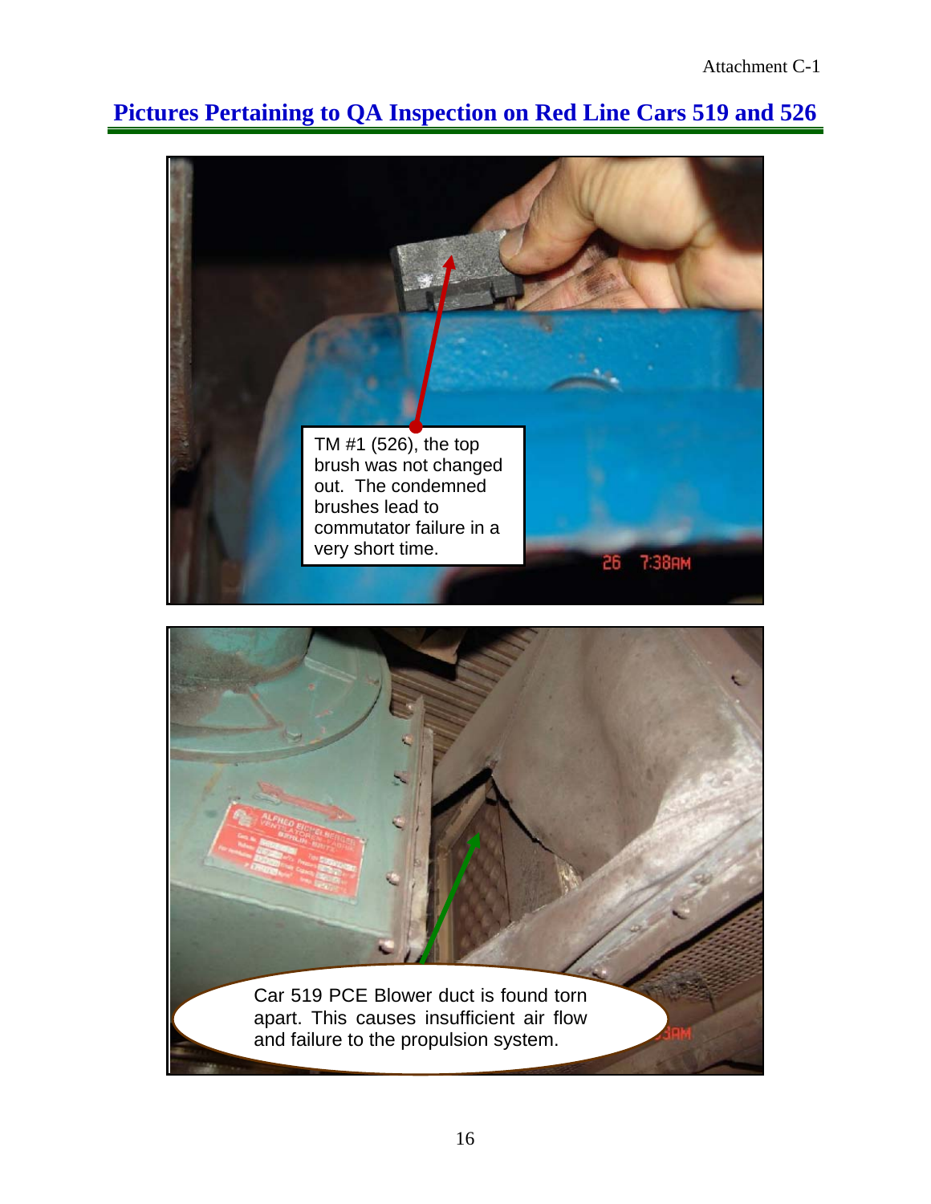# Pictures Pertaining to QA Inspection on Red Line Cars 519 and 526

TM #1 (526), the top brush was not changed out. The condemned brushes lead to commutator failure in a very short time.

Car 519 PCE Blower duct is found torn apart. This causes insufficient air flow and failure to the propulsion system.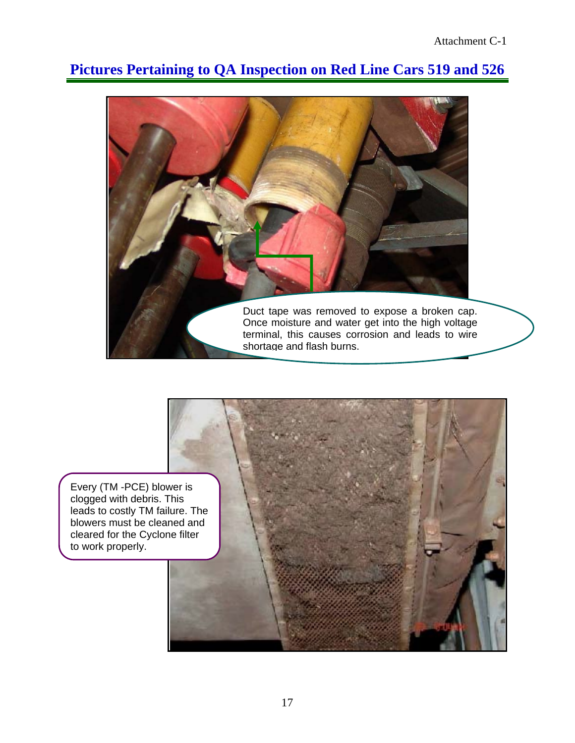Attachment C-1

## Pictures Pertaining to QA Inspection on Red Line Cars 519 and 526

Duct tape was removed to expose a broken cap. Once moisture and water get into the high voltage terminal, this causes corrosion and leads to wire shortage and flash burns.

Every (TM -PCE) blower is clogged with debris. This leads to costly TM failure. The blowers must be cleaned and cleared for the Cyclone filter to work properly.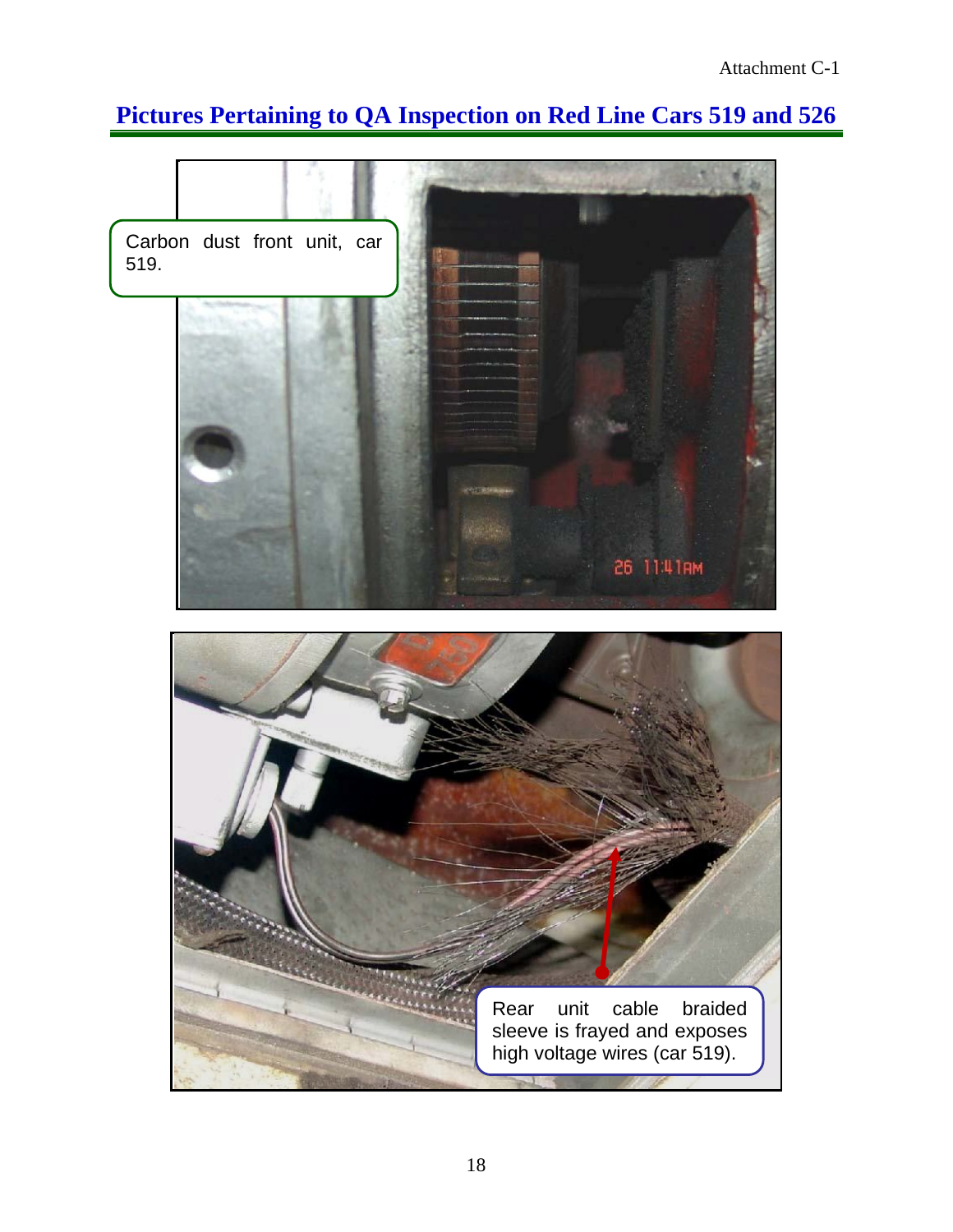# Pictures Pertaining to QA Inspection on Red Line Cars 519 and 526

Carbon dust front unit, car 519.

Rear unit cable braided sleeve is frayed and exposes high voltage wires (car 519).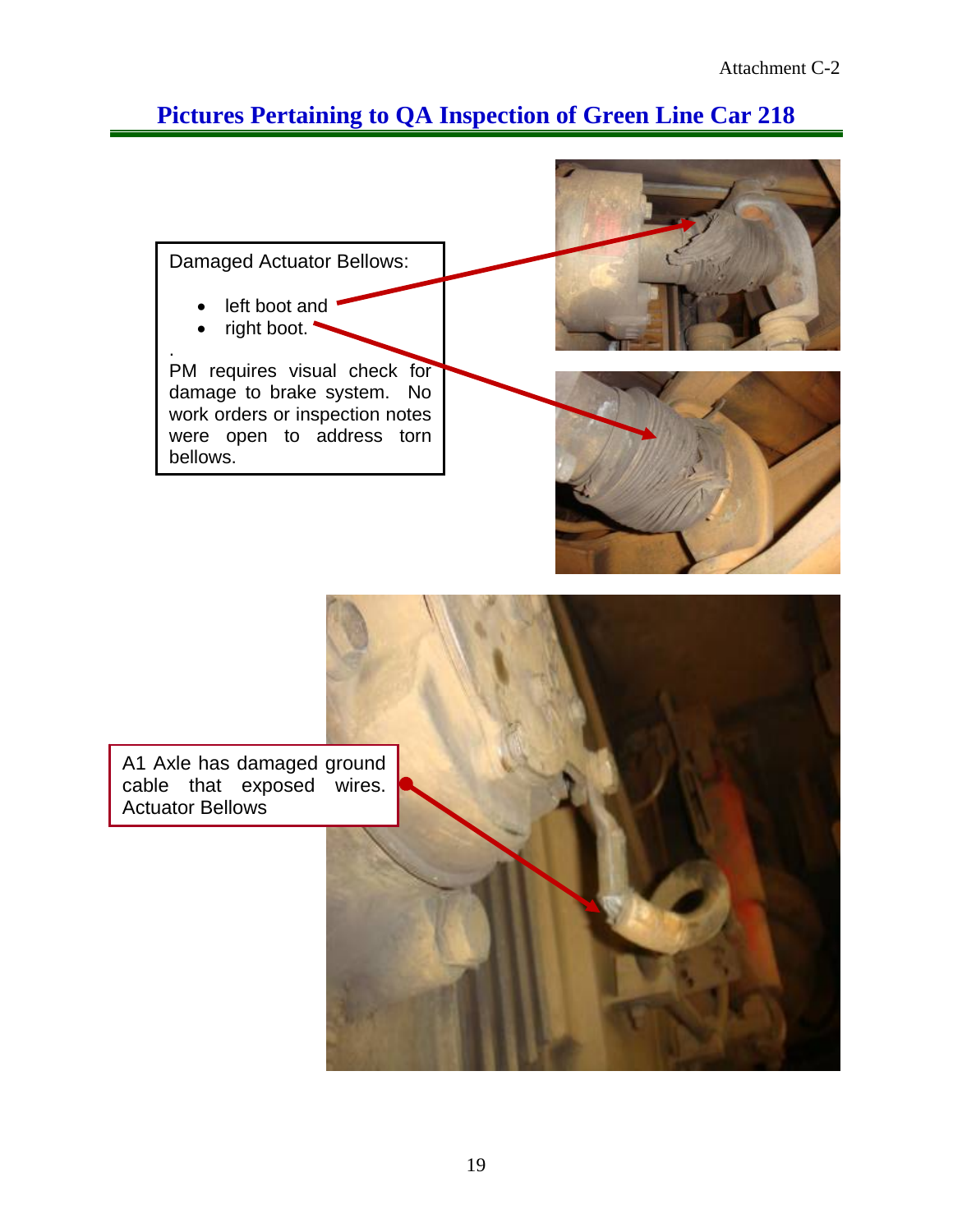## Pictures Pertaining to QA Inspection of Green Line Car 218

Damaged Actuator Bellows:

- left boot and
- right boot.

.

PM requires visual check for damage to brake system. No work orders or inspection notes were open to address torn bellows.

A1 Axle has damaged ground cable that exposed wires. Actuator Bellows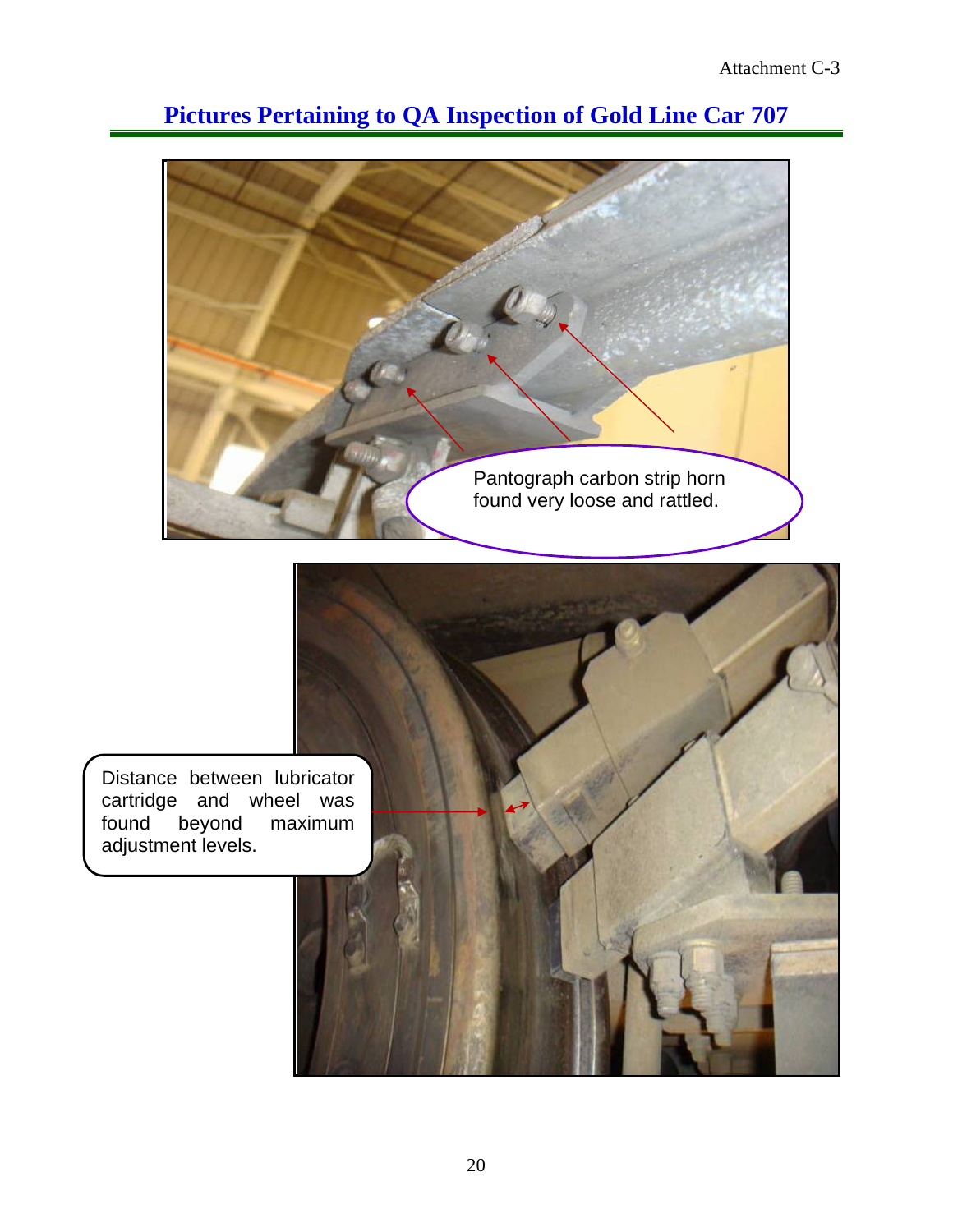# Pictures Pertaining to QA Inspection of Gold Line Car 707

Pantograph carbon strip horn found very loose and rattled.

Distance between lubricator cartridge and wheel was found beyond maximum adjustment levels.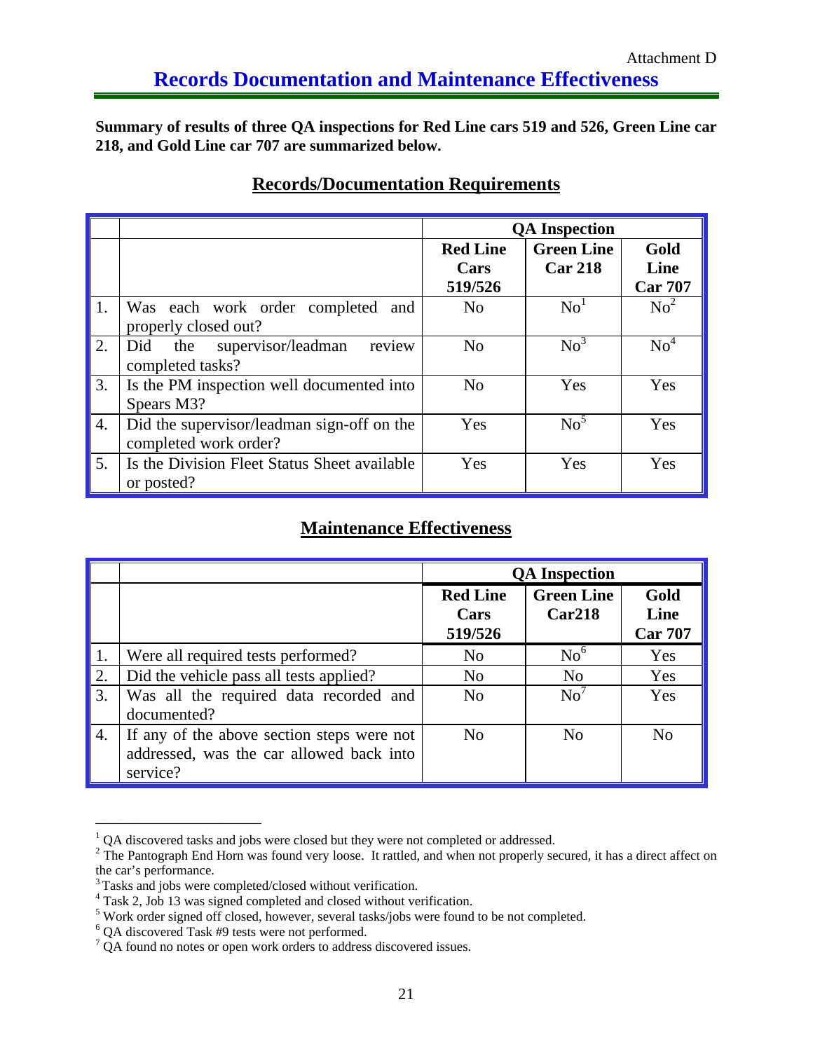Attachment D

# Records Documentation and Maintenance Effectiveness

**Summary of results of three QA inspections for Red Line cars 519 and 526, Green Line car 218, and Gold Line car 707 are summarized below.**

## Records/Documentation Requirements

| | | QA Inspection | | |
|---|---|---|---|---|
| | | **Red Line Cars 519/526** | **Green Line Car 218** | **Gold Line Car 707** |
| 1. | Was each work order completed and properly closed out? | No | No[1] | No[2] |
| 2. | Did the supervisor/leadman review completed tasks? | No | No[3] | No[4] |
| 3. | Is the PM inspection well documented into Spears M3? | No | Yes | Yes |
| 4. | Did the supervisor/leadman sign-off on the completed work order? | Yes | No[5] | Yes |
| 5. | Is the Division Fleet Status Sheet available or posted? | Yes | Yes | Yes |

## Maintenance Effectiveness

| | | QA Inspection | | |
|---|---|---|---|---|
| | | **Red Line Cars 519/526** | **Green Line Car218** | **Gold Line Car 707** |
| 1. | Were all required tests performed? | No | No[6] | Yes |
| 2. | Did the vehicle pass all tests applied? | No | No | Yes |
| 3. | Was all the required data recorded and documented? | No | No[7] | Yes |
| 4. | If any of the above section steps were not addressed, was the car allowed back into service? | No | No | No |

---

[1] QA discovered tasks and jobs were closed but they were not completed or addressed.

[2] The Pantograph End Horn was found very loose. It rattled, and when not properly secured, it has a direct affect on the car's performance.

[3] Tasks and jobs were completed/closed without verification.

[4] Task 2, Job 13 was signed completed and closed without verification.

[5] Work order signed off closed, however, several tasks/jobs were found to be not completed.

[6] QA discovered Task #9 tests were not performed.

[7] QA found no notes or open work orders to address discovered issues.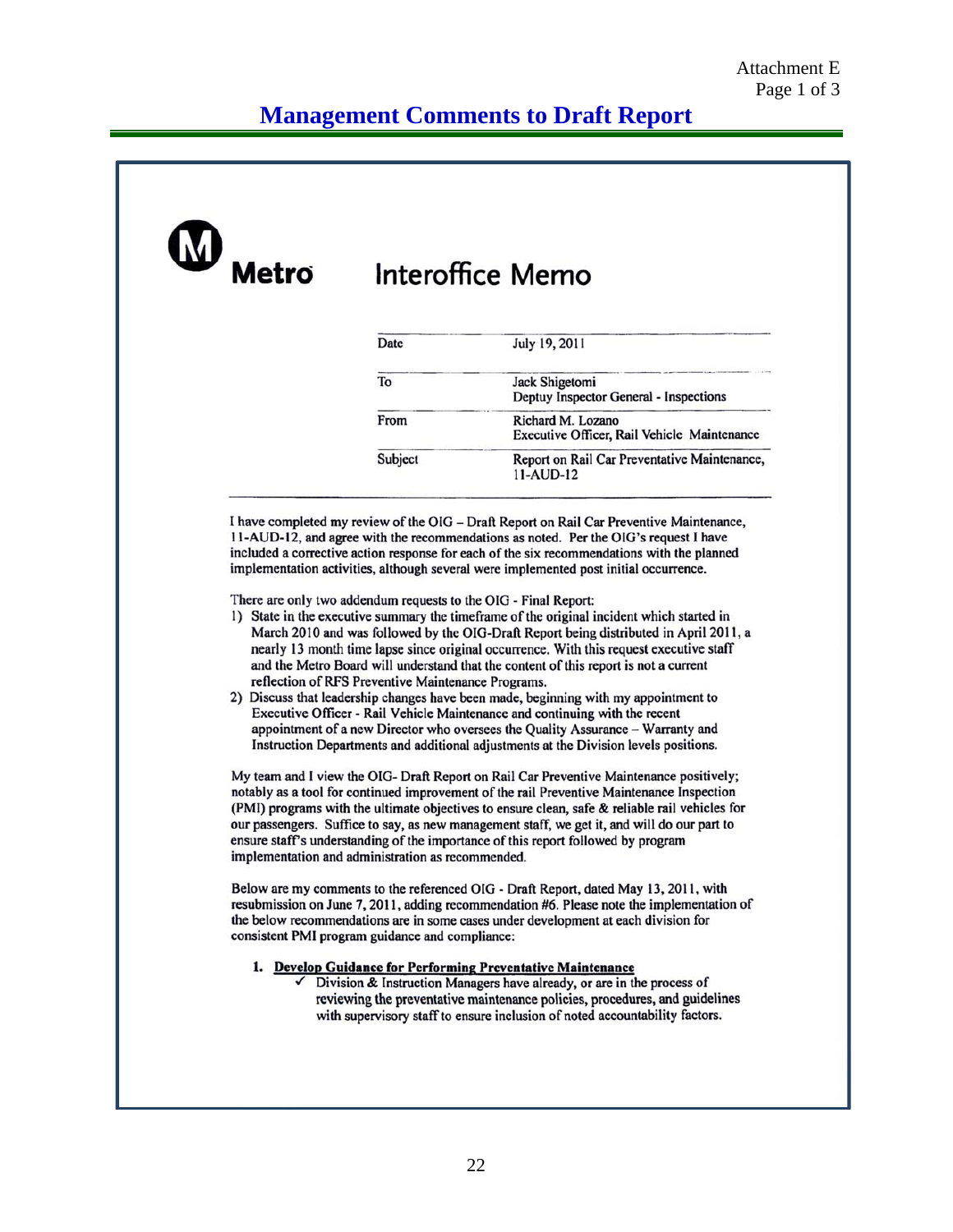Attachment E
Page 1 of 3

# Management Comments to Draft Report

**Metro** Interoffice Memo

| | |
|---|---|
| Date | July 19, 2011 |
| To | Jack Shigetomi<br>Deptuy Inspector General - Inspections |
| From | Richard M. Lozano<br>Executive Officer, Rail Vehicle Maintenance |
| Subject | Report on Rail Car Preventative Maintenance, 11-AUD-12 |

I have completed my review of the OIG – Draft Report on Rail Car Preventive Maintenance, 11-AUD-12, and agree with the recommendations as noted. Per the OIG's request I have included a corrective action response for each of the six recommendations with the planned implementation activities, although several were implemented post initial occurrence.

There are only two addendum requests to the OIG - Final Report:

1) State in the executive summary the timeframe of the original incident which started in March 2010 and was followed by the OIG-Draft Report being distributed in April 2011, a nearly 13 month time lapse since original occurrence. With this request executive staff and the Metro Board will understand that the content of this report is not a current reflection of RFS Preventive Maintenance Programs.
2) Discuss that leadership changes have been made, beginning with my appointment to Executive Officer - Rail Vehicle Maintenance and continuing with the recent appointment of a new Director who oversees the Quality Assurance – Warranty and Instruction Departments and additional adjustments at the Division levels positions.

My team and I view the OIG- Draft Report on Rail Car Preventive Maintenance positively; notably as a tool for continued improvement of the rail Preventive Maintenance Inspection (PMI) programs with the ultimate objectives to ensure clean, safe & reliable rail vehicles for our passengers. Suffice to say, as new management staff, we get it, and will do our part to ensure staff's understanding of the importance of this report followed by program implementation and administration as recommended.

Below are my comments to the referenced OIG - Draft Report, dated May 13, 2011, with resubmission on June 7, 2011, adding recommendation #6. Please note the implementation of the below recommendations are in some cases under development at each division for consistent PMI program guidance and compliance:

1. **Develop Guidance for Performing Preventative Maintenance**
   - ✓ Division & Instruction Managers have already, or are in the process of reviewing the preventative maintenance policies, procedures, and guidelines with supervisory staff to ensure inclusion of noted accountability factors.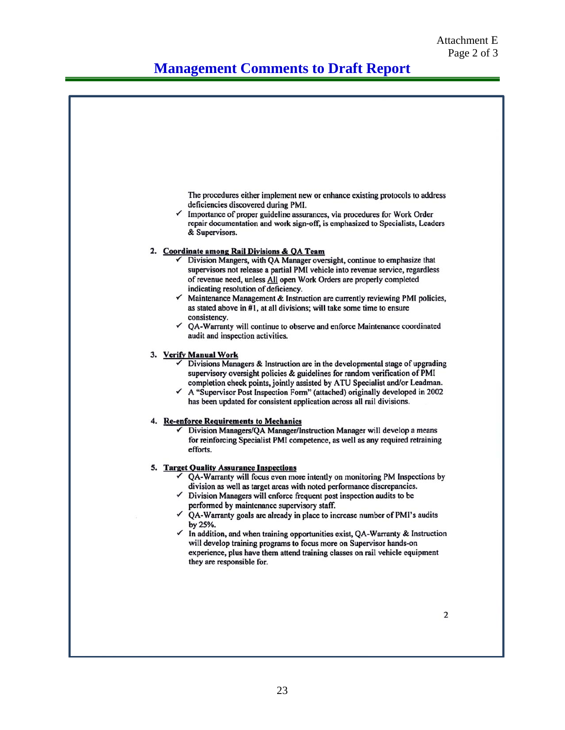Attachment E
Page 2 of 3

# Management Comments to Draft Report

The procedures either implement new or enhance existing protocols to address deficiencies discovered during PMI.

- ✓ Importance of proper guideline assurances, via procedures for Work Order repair documentation and work sign-off, is emphasized to Specialists, Leaders & Supervisors.

2. **Coordinate among Rail Divisions & QA Team**
   - ✓ Division Mangers, with QA Manager oversight, continue to emphasize that supervisors not release a partial PMI vehicle into revenue service, regardless of revenue need, unless All open Work Orders are properly completed indicating resolution of deficiency.
   - ✓ Maintenance Management & Instruction are currently reviewing PMI policies, as stated above in #1, at all divisions; will take some time to ensure consistency.
   - ✓ QA-Warranty will continue to observe and enforce Maintenance coordinated audit and inspection activities.

3. **Verify Manual Work**
   - ✓ Divisions Managers & Instruction are in the developmental stage of upgrading supervisory oversight policies & guidelines for random verification of PMI completion check points, jointly assisted by ATU Specialist and/or Leadman.
   - ✓ A "Supervisor Post Inspection Form" (attached) originally developed in 2002 has been updated for consistent application across all rail divisions.

4. **Re-enforce Requirements to Mechanics**
   - ✓ Division Managers/QA Manager/Instruction Manager will develop a means for reinforcing Specialist PMI competence, as well as any required retraining efforts.

5. **Target Quality Assurance Inspections**
   - ✓ QA-Warranty will focus even more intently on monitoring PM Inspections by division as well as target areas with noted performance discrepancies.
   - ✓ Division Managers will enforce frequent post inspection audits to be performed by maintenance supervisory staff.
   - ✓ QA-Warranty goals are already in place to increase number of PMI's audits by 25%.
   - ✓ In addition, and when training opportunities exist, QA-Warranty & Instruction will develop training programs to focus more on Supervisor hands-on experience, plus have them attend training classes on rail vehicle equipment they are responsible for.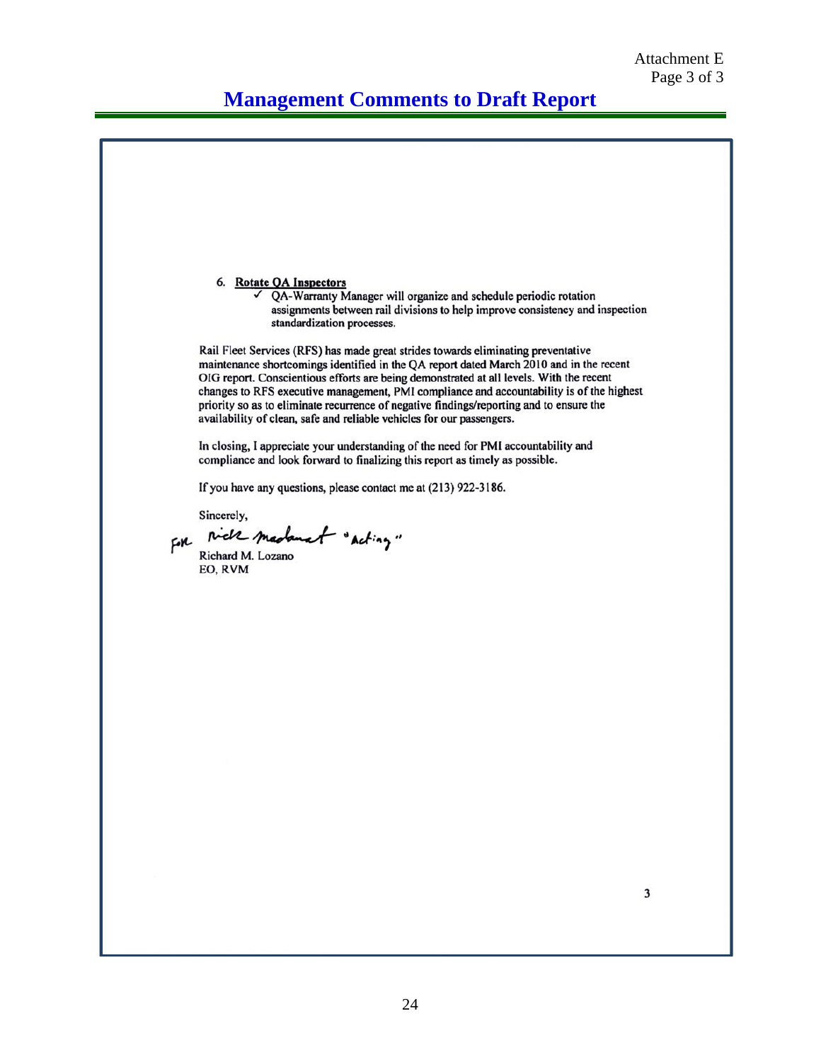Attachment E
Page 3 of 3

# Management Comments to Draft Report

6. **Rotate QA Inspectors**
   - ✓ QA-Warranty Manager will organize and schedule periodic rotation assignments between rail divisions to help improve consistency and inspection standardization processes.

Rail Fleet Services (RFS) has made great strides towards eliminating preventative maintenance shortcomings identified in the QA report dated March 2010 and in the recent OIG report. Conscientious efforts are being demonstrated at all levels. With the recent changes to RFS executive management, PMI compliance and accountability is of the highest priority so as to eliminate recurrence of negative findings/reporting and to ensure the availability of clean, safe and reliable vehicles for our passengers.

In closing, I appreciate your understanding of the need for PMI accountability and compliance and look forward to finalizing this report as timely as possible.

If you have any questions, please contact me at (213) 922-3186.

Sincerely,

For Rick Madonat "Acting"

Richard M. Lozano
EO, RVM

3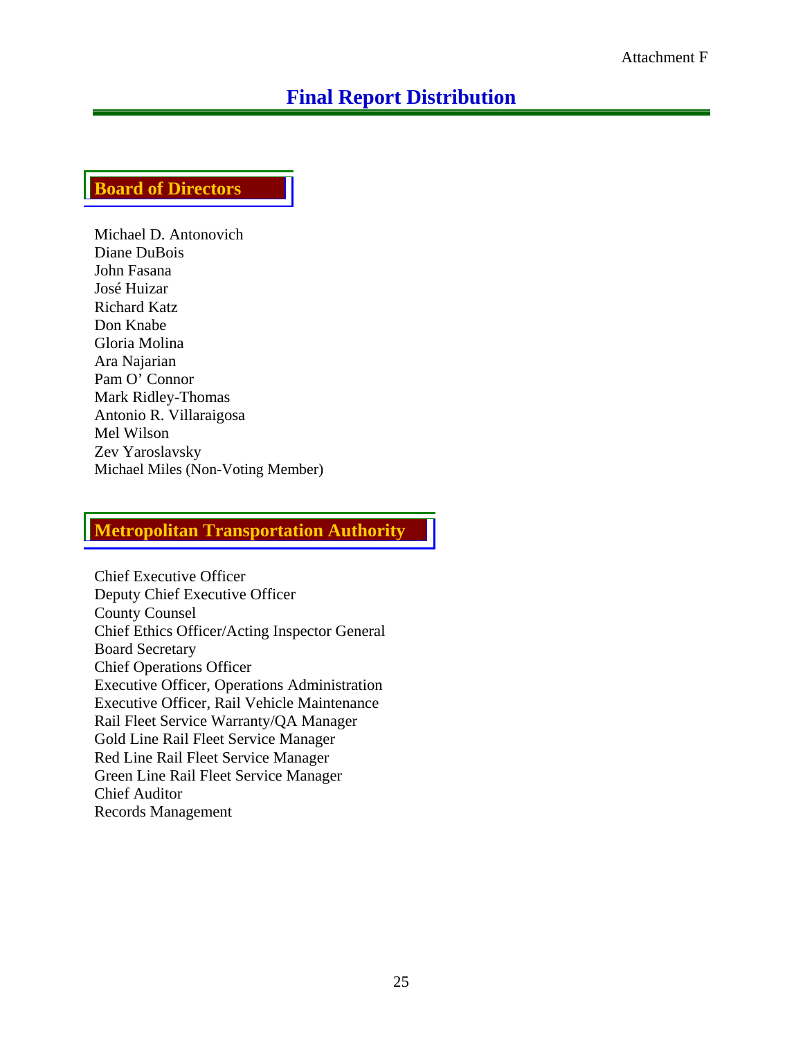Attachment F

# Final Report Distribution

## Board of Directors

Michael D. Antonovich
Diane DuBois
John Fasana
José Huizar
Richard Katz
Don Knabe
Gloria Molina
Ara Najarian
Pam O' Connor
Mark Ridley-Thomas
Antonio R. Villaraigosa
Mel Wilson
Zev Yaroslavsky
Michael Miles (Non-Voting Member)

## Metropolitan Transportation Authority

Chief Executive Officer
Deputy Chief Executive Officer
County Counsel
Chief Ethics Officer/Acting Inspector General
Board Secretary
Chief Operations Officer
Executive Officer, Operations Administration
Executive Officer, Rail Vehicle Maintenance
Rail Fleet Service Warranty/QA Manager
Gold Line Rail Fleet Service Manager
Red Line Rail Fleet Service Manager
Green Line Rail Fleet Service Manager
Chief Auditor
Records Management